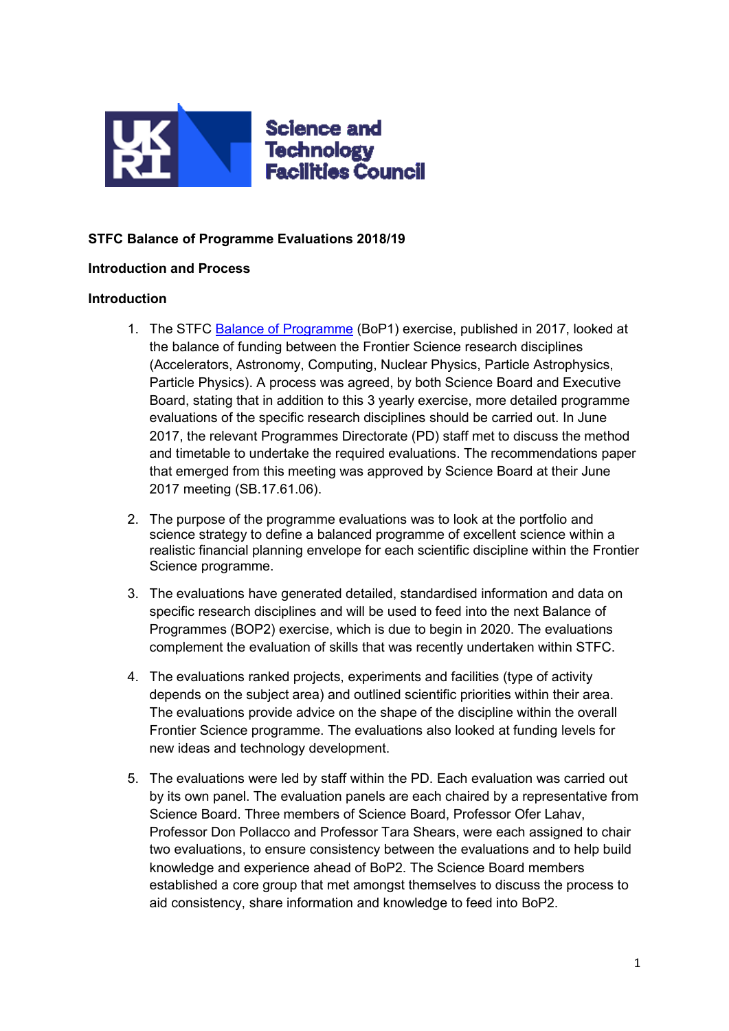**STFC Balance of Programme Evaluations 2018/19**

**Introduction and Process**

**Introduction**

1. The STFC [Balance of Programme](#) (BoP1) exercise, published in 2017, looked at the balance of funding between the Frontier Science research disciplines (Accelerators, Astronomy, Computing, Nuclear Physics, Particle Astrophysics, Particle Physics). A process was agreed, by both Science Board and Executive Board, stating that in addition to this 3 yearly exercise, more detailed programme evaluations of the specific research disciplines should be carried out. In June 2017, the relevant Programmes Directorate (PD) staff met to discuss the method and timetable to undertake the required evaluations. The recommendations paper that emerged from this meeting was approved by Science Board at their June 2017 meeting (SB.17.61.06).

2. The purpose of the programme evaluations was to look at the portfolio and science strategy to define a balanced programme of excellent science within a realistic financial planning envelope for each scientific discipline within the Frontier Science programme.

3. The evaluations have generated detailed, standardised information and data on specific research disciplines and will be used to feed into the next Balance of Programmes (BOP2) exercise, which is due to begin in 2020. The evaluations complement the evaluation of skills that was recently undertaken within STFC.

4. The evaluations ranked projects, experiments and facilities (type of activity depends on the subject area) and outlined scientific priorities within their area. The evaluations provide advice on the shape of the discipline within the overall Frontier Science programme. The evaluations also looked at funding levels for new ideas and technology development.

5. The evaluations were led by staff within the PD. Each evaluation was carried out by its own panel. The evaluation panels are each chaired by a representative from Science Board. Three members of Science Board, Professor Ofer Lahav, Professor Don Pollacco and Professor Tara Shears, were each assigned to chair two evaluations, to ensure consistency between the evaluations and to help build knowledge and experience ahead of BoP2. The Science Board members established a core group that met amongst themselves to discuss the process to aid consistency, share information and knowledge to feed into BoP2.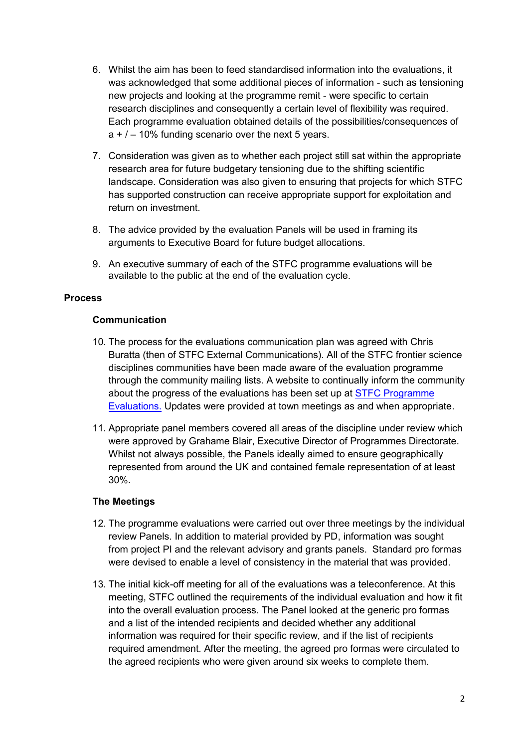6. Whilst the aim has been to feed standardised information into the evaluations, it was acknowledged that some additional pieces of information - such as tensioning new projects and looking at the programme remit - were specific to certain research disciplines and consequently a certain level of flexibility was required. Each programme evaluation obtained details of the possibilities/consequences of a + / – 10% funding scenario over the next 5 years.

7. Consideration was given as to whether each project still sat within the appropriate research area for future budgetary tensioning due to the shifting scientific landscape. Consideration was also given to ensuring that projects for which STFC has supported construction can receive appropriate support for exploitation and return on investment.

8. The advice provided by the evaluation Panels will be used in framing its arguments to Executive Board for future budget allocations.

9. An executive summary of each of the STFC programme evaluations will be available to the public at the end of the evaluation cycle.

## Process

### Communication

10. The process for the evaluations communication plan was agreed with Chris Buratta (then of STFC External Communications). All of the STFC frontier science disciplines communities have been made aware of the evaluation programme through the community mailing lists. A website to continually inform the community about the progress of the evaluations has been set up at [STFC Programme Evaluations.]() Updates were provided at town meetings as and when appropriate.

11. Appropriate panel members covered all areas of the discipline under review which were approved by Grahame Blair, Executive Director of Programmes Directorate. Whilst not always possible, the Panels ideally aimed to ensure geographically represented from around the UK and contained female representation of at least 30%.

### The Meetings

12. The programme evaluations were carried out over three meetings by the individual review Panels. In addition to material provided by PD, information was sought from project PI and the relevant advisory and grants panels. Standard pro formas were devised to enable a level of consistency in the material that was provided.

13. The initial kick-off meeting for all of the evaluations was a teleconference. At this meeting, STFC outlined the requirements of the individual evaluation and how it fit into the overall evaluation process. The Panel looked at the generic pro formas and a list of the intended recipients and decided whether any additional information was required for their specific review, and if the list of recipients required amendment. After the meeting, the agreed pro formas were circulated to the agreed recipients who were given around six weeks to complete them.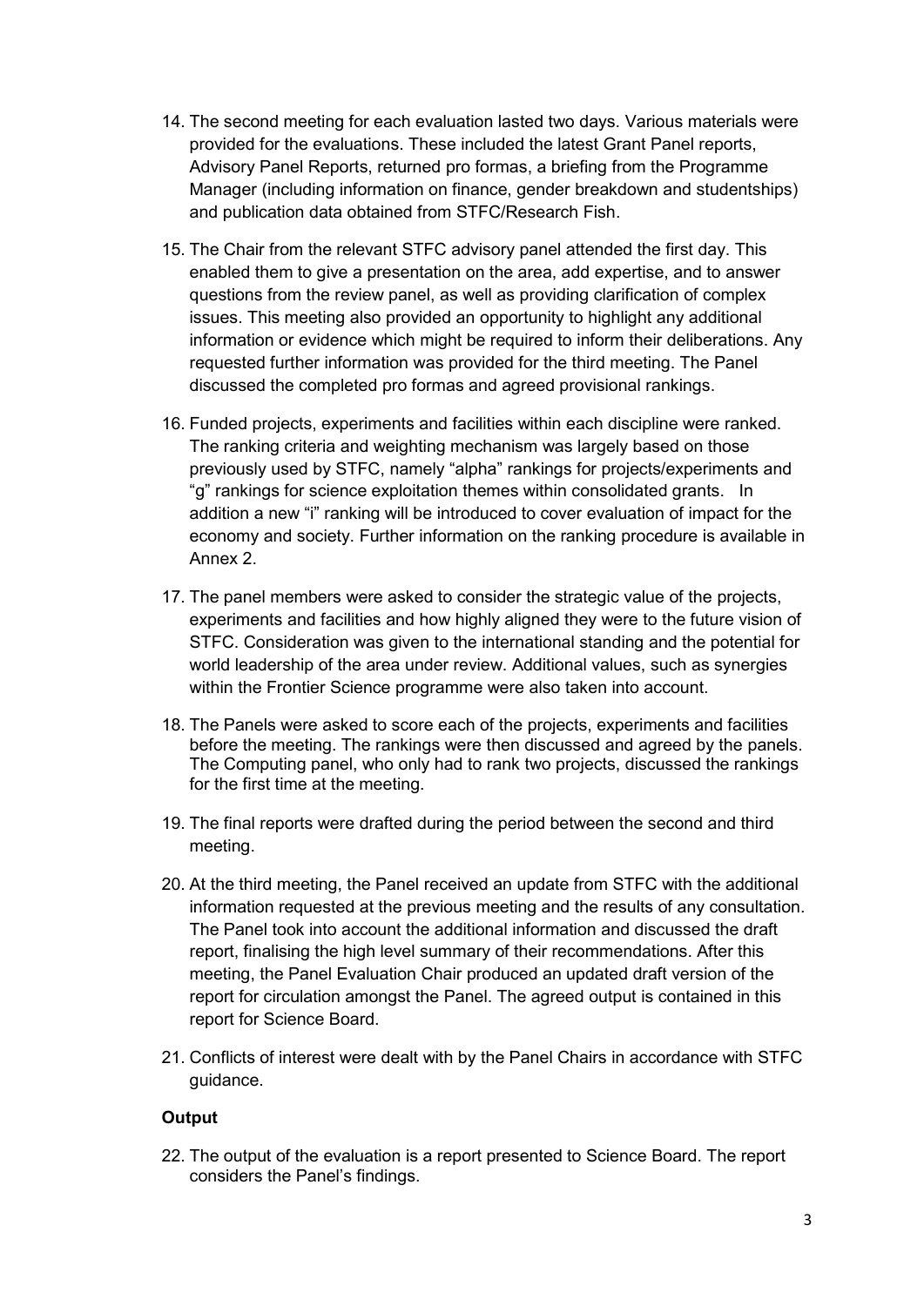14. The second meeting for each evaluation lasted two days. Various materials were provided for the evaluations. These included the latest Grant Panel reports, Advisory Panel Reports, returned pro formas, a briefing from the Programme Manager (including information on finance, gender breakdown and studentships) and publication data obtained from STFC/Research Fish.

15. The Chair from the relevant STFC advisory panel attended the first day. This enabled them to give a presentation on the area, add expertise, and to answer questions from the review panel, as well as providing clarification of complex issues. This meeting also provided an opportunity to highlight any additional information or evidence which might be required to inform their deliberations. Any requested further information was provided for the third meeting. The Panel discussed the completed pro formas and agreed provisional rankings.

16. Funded projects, experiments and facilities within each discipline were ranked. The ranking criteria and weighting mechanism was largely based on those previously used by STFC, namely "alpha" rankings for projects/experiments and "g" rankings for science exploitation themes within consolidated grants. In addition a new "i" ranking will be introduced to cover evaluation of impact for the economy and society. Further information on the ranking procedure is available in Annex 2.

17. The panel members were asked to consider the strategic value of the projects, experiments and facilities and how highly aligned they were to the future vision of STFC. Consideration was given to the international standing and the potential for world leadership of the area under review. Additional values, such as synergies within the Frontier Science programme were also taken into account.

18. The Panels were asked to score each of the projects, experiments and facilities before the meeting. The rankings were then discussed and agreed by the panels. The Computing panel, who only had to rank two projects, discussed the rankings for the first time at the meeting.

19. The final reports were drafted during the period between the second and third meeting.

20. At the third meeting, the Panel received an update from STFC with the additional information requested at the previous meeting and the results of any consultation. The Panel took into account the additional information and discussed the draft report, finalising the high level summary of their recommendations. After this meeting, the Panel Evaluation Chair produced an updated draft version of the report for circulation amongst the Panel. The agreed output is contained in this report for Science Board.

21. Conflicts of interest were dealt with by the Panel Chairs in accordance with STFC guidance.

**Output**

22. The output of the evaluation is a report presented to Science Board. The report considers the Panel's findings.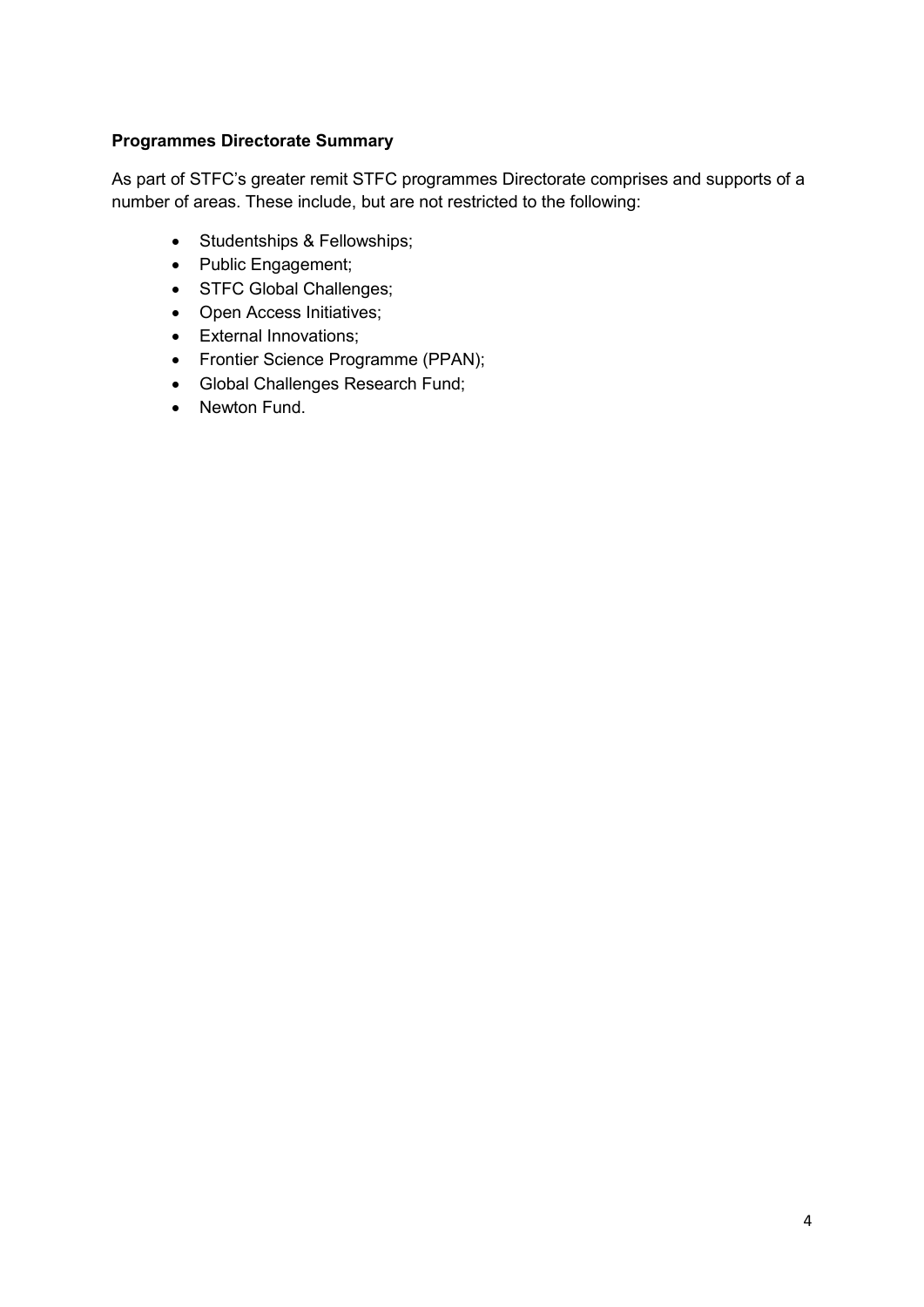**Programmes Directorate Summary**

As part of STFC's greater remit STFC programmes Directorate comprises and supports of a number of areas. These include, but are not restricted to the following:

- Studentships & Fellowships;
- Public Engagement;
- STFC Global Challenges;
- Open Access Initiatives;
- External Innovations;
- Frontier Science Programme (PPAN);
- Global Challenges Research Fund;
- Newton Fund.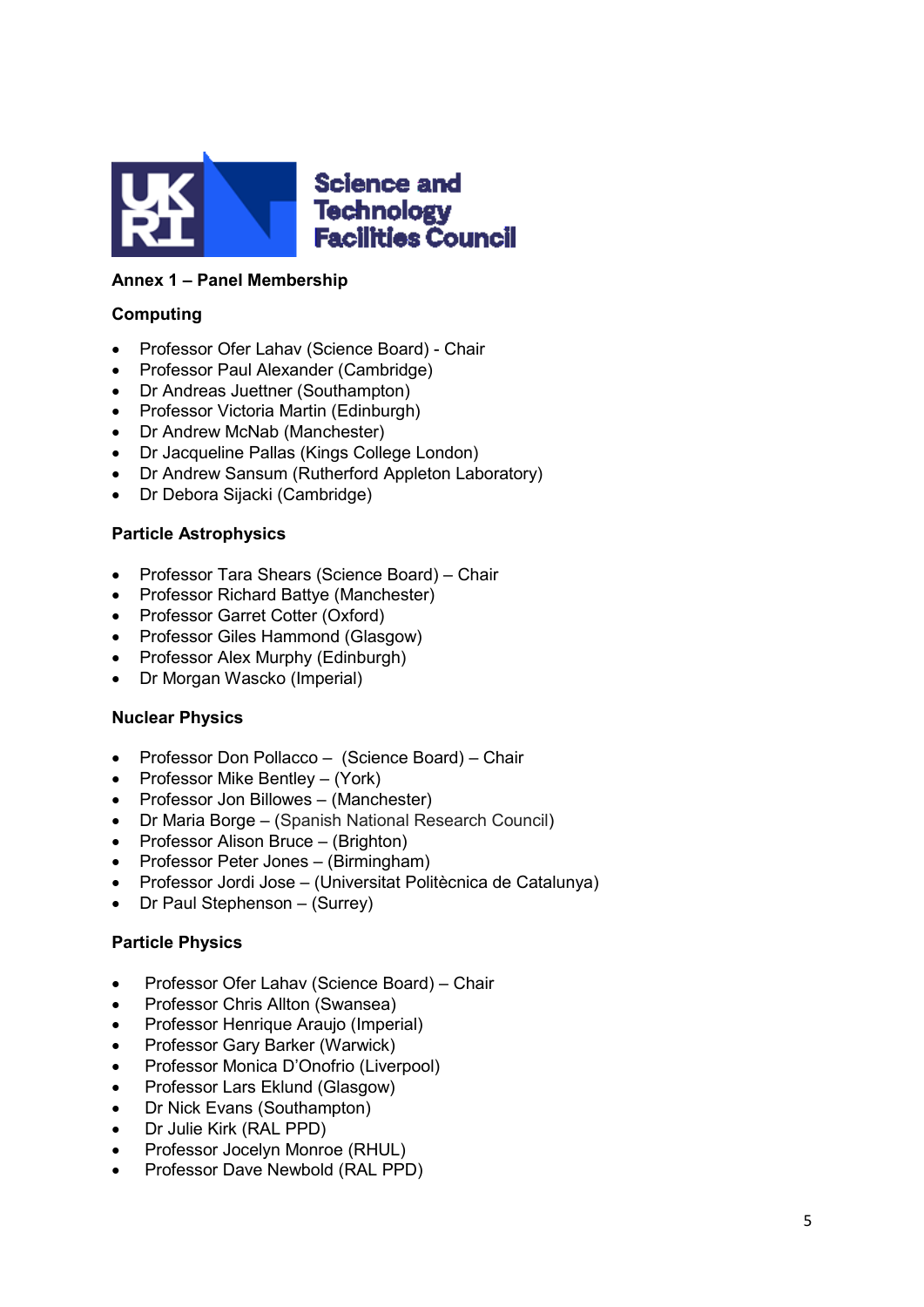**Annex 1 – Panel Membership**

**Computing**

- Professor Ofer Lahav (Science Board) - Chair
- Professor Paul Alexander (Cambridge)
- Dr Andreas Juettner (Southampton)
- Professor Victoria Martin (Edinburgh)
- Dr Andrew McNab (Manchester)
- Dr Jacqueline Pallas (Kings College London)
- Dr Andrew Sansum (Rutherford Appleton Laboratory)
- Dr Debora Sijacki (Cambridge)

**Particle Astrophysics**

- Professor Tara Shears (Science Board) – Chair
- Professor Richard Battye (Manchester)
- Professor Garret Cotter (Oxford)
- Professor Giles Hammond (Glasgow)
- Professor Alex Murphy (Edinburgh)
- Dr Morgan Wascko (Imperial)

**Nuclear Physics**

- Professor Don Pollacco – (Science Board) – Chair
- Professor Mike Bentley – (York)
- Professor Jon Billowes – (Manchester)
- Dr Maria Borge – (Spanish National Research Council)
- Professor Alison Bruce – (Brighton)
- Professor Peter Jones – (Birmingham)
- Professor Jordi Jose – (Universitat Politècnica de Catalunya)
- Dr Paul Stephenson – (Surrey)

**Particle Physics**

- Professor Ofer Lahav (Science Board) – Chair
- Professor Chris Allton (Swansea)
- Professor Henrique Araujo (Imperial)
- Professor Gary Barker (Warwick)
- Professor Monica D'Onofrio (Liverpool)
- Professor Lars Eklund (Glasgow)
- Dr Nick Evans (Southampton)
- Dr Julie Kirk (RAL PPD)
- Professor Jocelyn Monroe (RHUL)
- Professor Dave Newbold (RAL PPD)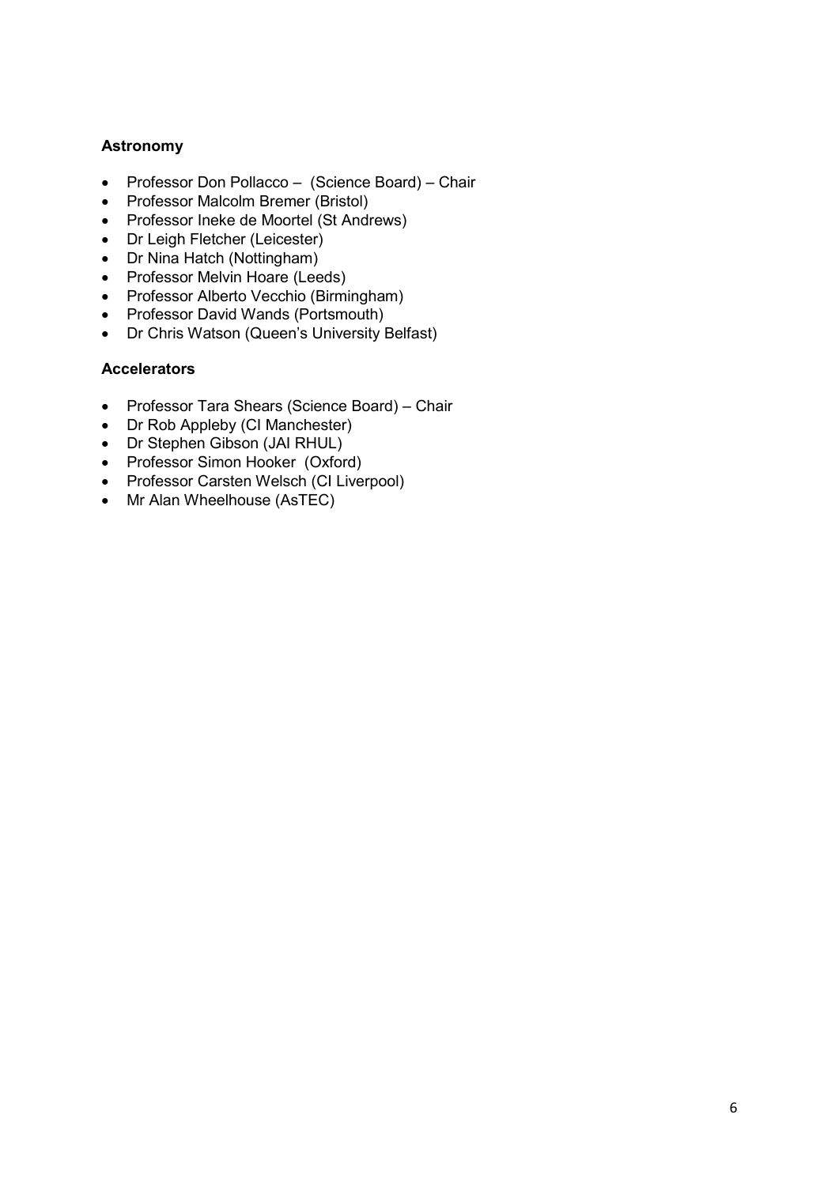**Astronomy**

- Professor Don Pollacco – (Science Board) – Chair
- Professor Malcolm Bremer (Bristol)
- Professor Ineke de Moortel (St Andrews)
- Dr Leigh Fletcher (Leicester)
- Dr Nina Hatch (Nottingham)
- Professor Melvin Hoare (Leeds)
- Professor Alberto Vecchio (Birmingham)
- Professor David Wands (Portsmouth)
- Dr Chris Watson (Queen's University Belfast)

**Accelerators**

- Professor Tara Shears (Science Board) – Chair
- Dr Rob Appleby (CI Manchester)
- Dr Stephen Gibson (JAI RHUL)
- Professor Simon Hooker (Oxford)
- Professor Carsten Welsch (CI Liverpool)
- Mr Alan Wheelhouse (AsTEC)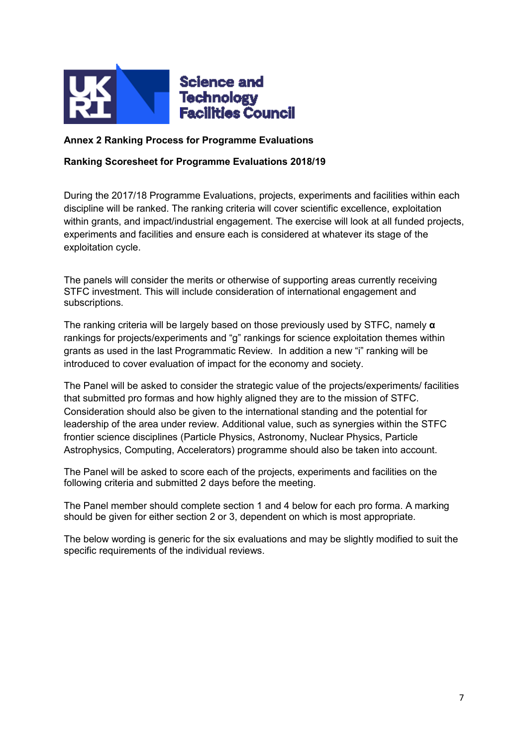**Annex 2 Ranking Process for Programme Evaluations**

**Ranking Scoresheet for Programme Evaluations 2018/19**

During the 2017/18 Programme Evaluations, projects, experiments and facilities within each discipline will be ranked. The ranking criteria will cover scientific excellence, exploitation within grants, and impact/industrial engagement. The exercise will look at all funded projects, experiments and facilities and ensure each is considered at whatever its stage of the exploitation cycle.

The panels will consider the merits or otherwise of supporting areas currently receiving STFC investment. This will include consideration of international engagement and subscriptions.

The ranking criteria will be largely based on those previously used by STFC, namely **α** rankings for projects/experiments and "g" rankings for science exploitation themes within grants as used in the last Programmatic Review. In addition a new "i" ranking will be introduced to cover evaluation of impact for the economy and society.

The Panel will be asked to consider the strategic value of the projects/experiments/ facilities that submitted pro formas and how highly aligned they are to the mission of STFC. Consideration should also be given to the international standing and the potential for leadership of the area under review. Additional value, such as synergies within the STFC frontier science disciplines (Particle Physics, Astronomy, Nuclear Physics, Particle Astrophysics, Computing, Accelerators) programme should also be taken into account.

The Panel will be asked to score each of the projects, experiments and facilities on the following criteria and submitted 2 days before the meeting.

The Panel member should complete section 1 and 4 below for each pro forma. A marking should be given for either section 2 or 3, dependent on which is most appropriate.

The below wording is generic for the six evaluations and may be slightly modified to suit the specific requirements of the individual reviews.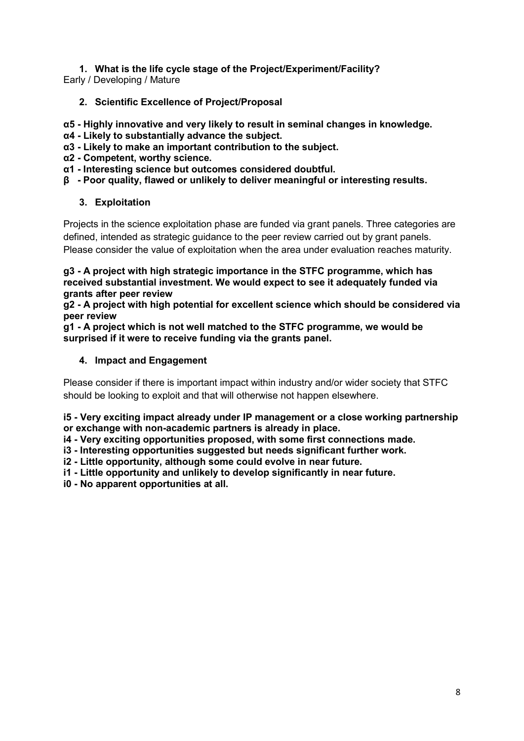1. **What is the life cycle stage of the Project/Experiment/Facility?**

Early / Developing / Mature

2. **Scientific Excellence of Project/Proposal**

**α5 - Highly innovative and very likely to result in seminal changes in knowledge.**
**α4 - Likely to substantially advance the subject.**
**α3 - Likely to make an important contribution to the subject.**
**α2 - Competent, worthy science.**
**α1 - Interesting science but outcomes considered doubtful.**
**β - Poor quality, flawed or unlikely to deliver meaningful or interesting results.**

3. **Exploitation**

Projects in the science exploitation phase are funded via grant panels. Three categories are defined, intended as strategic guidance to the peer review carried out by grant panels. Please consider the value of exploitation when the area under evaluation reaches maturity.

**g3 - A project with high strategic importance in the STFC programme, which has received substantial investment. We would expect to see it adequately funded via grants after peer review**
**g2 - A project with high potential for excellent science which should be considered via peer review**
**g1 - A project which is not well matched to the STFC programme, we would be surprised if it were to receive funding via the grants panel.**

4. **Impact and Engagement**

Please consider if there is important impact within industry and/or wider society that STFC should be looking to exploit and that will otherwise not happen elsewhere.

**i5 - Very exciting impact already under IP management or a close working partnership or exchange with non-academic partners is already in place.**
**i4 - Very exciting opportunities proposed, with some first connections made.**
**i3 - Interesting opportunities suggested but needs significant further work.**
**i2 - Little opportunity, although some could evolve in near future.**
**i1 - Little opportunity and unlikely to develop significantly in near future.**
**i0 - No apparent opportunities at all.**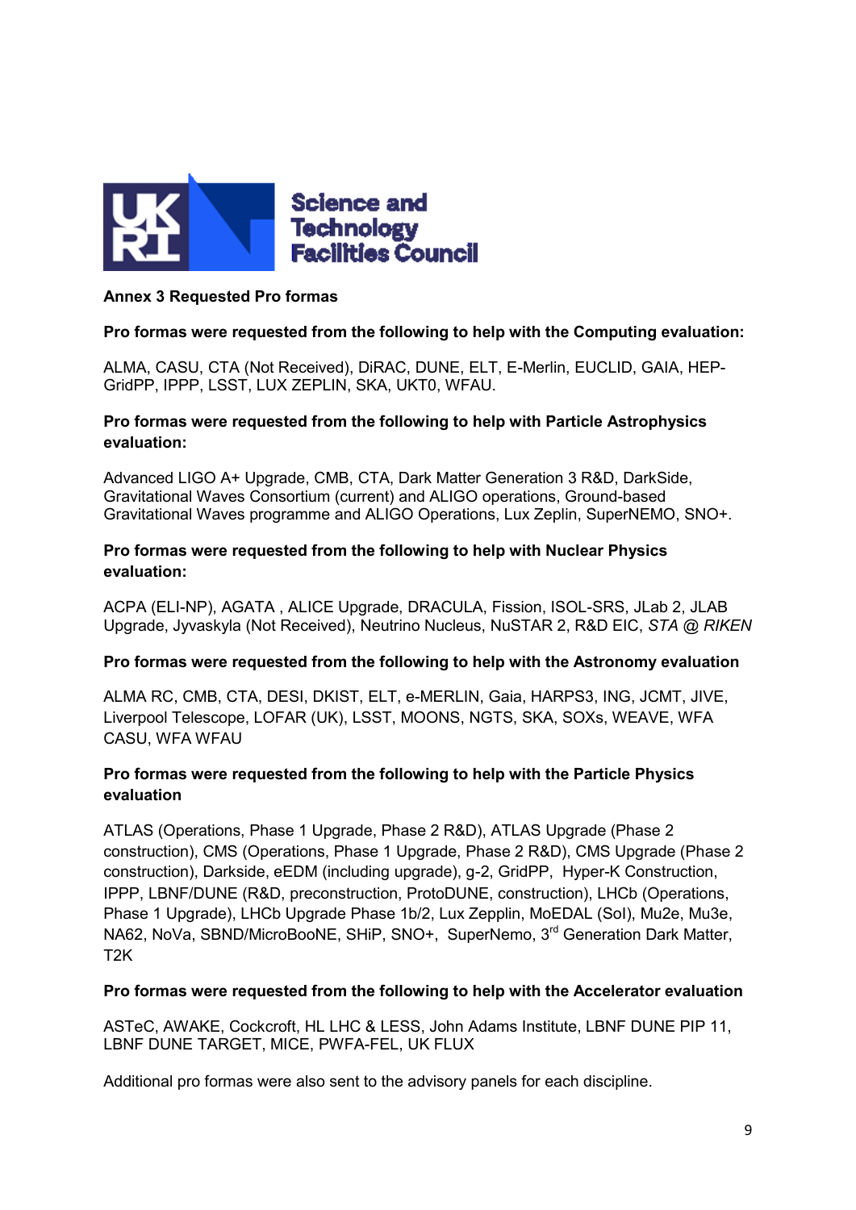**Annex 3 Requested Pro formas**

**Pro formas were requested from the following to help with the Computing evaluation:**

ALMA, CASU, CTA (Not Received), DiRAC, DUNE, ELT, E-Merlin, EUCLID, GAIA, HEP-GridPP, IPPP, LSST, LUX ZEPLIN, SKA, UKT0, WFAU.

**Pro formas were requested from the following to help with Particle Astrophysics evaluation:**

Advanced LIGO A+ Upgrade, CMB, CTA, Dark Matter Generation 3 R&D, DarkSide, Gravitational Waves Consortium (current) and ALIGO operations, Ground-based Gravitational Waves programme and ALIGO Operations, Lux Zeplin, SuperNEMO, SNO+.

**Pro formas were requested from the following to help with Nuclear Physics evaluation:**

ACPA (ELI-NP), AGATA , ALICE Upgrade, DRACULA, Fission, ISOL-SRS, JLab 2, JLAB Upgrade, Jyvaskyla (Not Received), Neutrino Nucleus, NuSTAR 2, R&D EIC, *STA @ RIKEN*

**Pro formas were requested from the following to help with the Astronomy evaluation**

ALMA RC, CMB, CTA, DESI, DKIST, ELT, e-MERLIN, Gaia, HARPS3, ING, JCMT, JIVE, Liverpool Telescope, LOFAR (UK), LSST, MOONS, NGTS, SKA, SOXs, WEAVE, WFA CASU, WFA WFAU

**Pro formas were requested from the following to help with the Particle Physics evaluation**

ATLAS (Operations, Phase 1 Upgrade, Phase 2 R&D), ATLAS Upgrade (Phase 2 construction), CMS (Operations, Phase 1 Upgrade, Phase 2 R&D), CMS Upgrade (Phase 2 construction), Darkside, eEDM (including upgrade), g-2, GridPP, Hyper-K Construction, IPPP, LBNF/DUNE (R&D, preconstruction, ProtoDUNE, construction), LHCb (Operations, Phase 1 Upgrade), LHCb Upgrade Phase 1b/2, Lux Zepplin, MoEDAL (SoI), Mu2e, Mu3e, NA62, NoVa, SBND/MicroBooNE, SHiP, SNO+, SuperNemo, 3rd Generation Dark Matter, T2K

**Pro formas were requested from the following to help with the Accelerator evaluation**

ASTeC, AWAKE, Cockcroft, HL LHC & LESS, John Adams Institute, LBNF DUNE PIP 11, LBNF DUNE TARGET, MICE, PWFA-FEL, UK FLUX

Additional pro formas were also sent to the advisory panels for each discipline.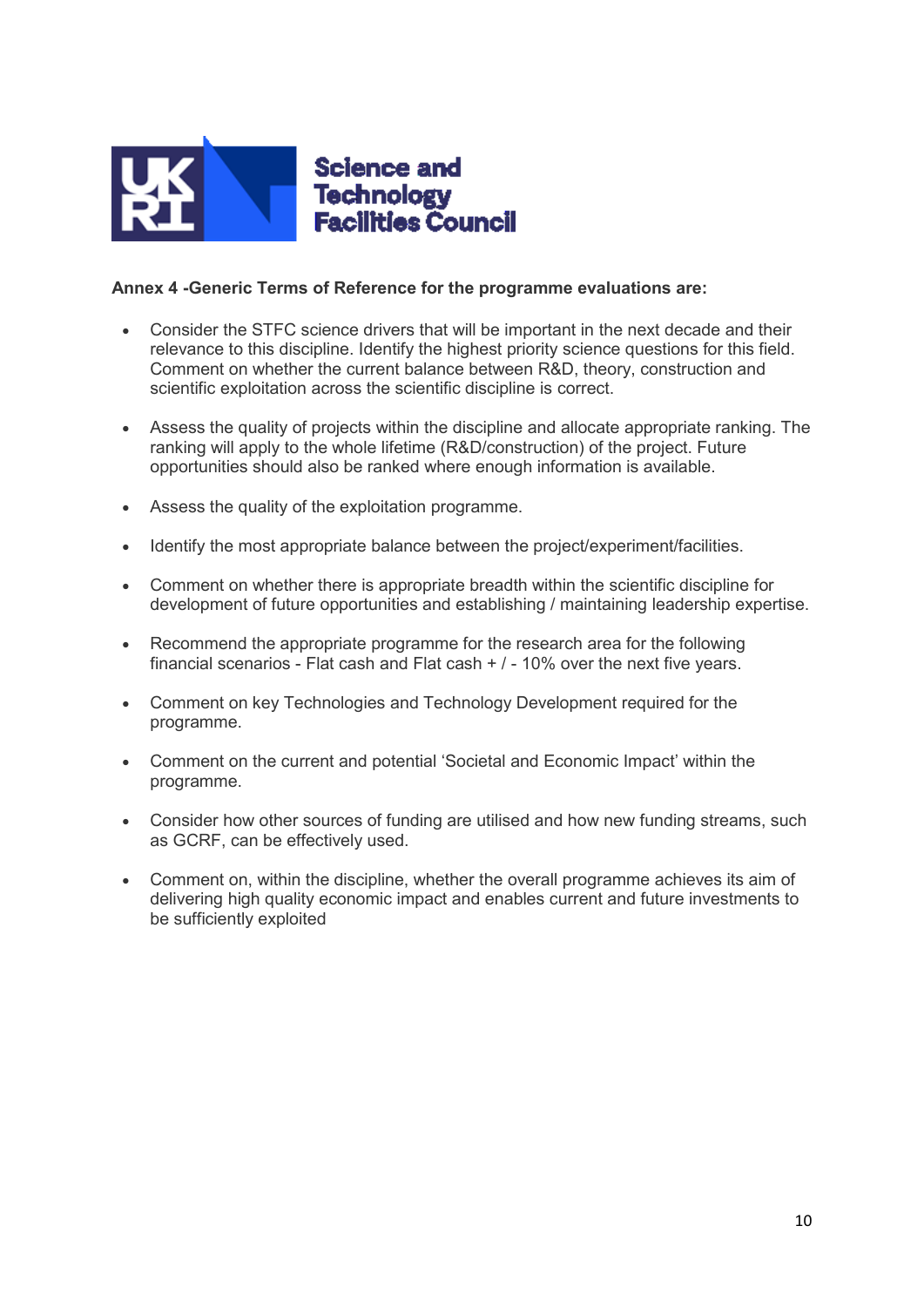**Annex 4 -Generic Terms of Reference for the programme evaluations are:**

- Consider the STFC science drivers that will be important in the next decade and their relevance to this discipline. Identify the highest priority science questions for this field. Comment on whether the current balance between R&D, theory, construction and scientific exploitation across the scientific discipline is correct.
- Assess the quality of projects within the discipline and allocate appropriate ranking. The ranking will apply to the whole lifetime (R&D/construction) of the project. Future opportunities should also be ranked where enough information is available.
- Assess the quality of the exploitation programme.
- Identify the most appropriate balance between the project/experiment/facilities.
- Comment on whether there is appropriate breadth within the scientific discipline for development of future opportunities and establishing / maintaining leadership expertise.
- Recommend the appropriate programme for the research area for the following financial scenarios - Flat cash and Flat cash + / - 10% over the next five years.
- Comment on key Technologies and Technology Development required for the programme.
- Comment on the current and potential 'Societal and Economic Impact' within the programme.
- Consider how other sources of funding are utilised and how new funding streams, such as GCRF, can be effectively used.
- Comment on, within the discipline, whether the overall programme achieves its aim of delivering high quality economic impact and enables current and future investments to be sufficiently exploited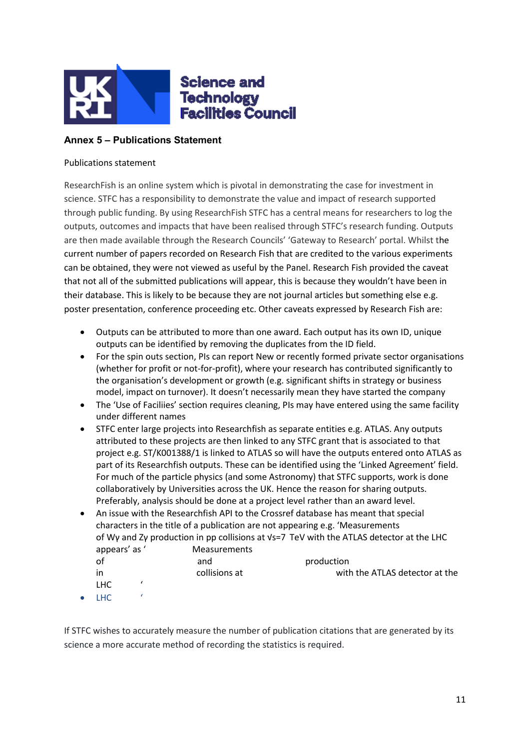## Annex 5 – Publications Statement

Publications statement

ResearchFish is an online system which is pivotal in demonstrating the case for investment in science. STFC has a responsibility to demonstrate the value and impact of research supported through public funding. By using ResearchFish STFC has a central means for researchers to log the outputs, outcomes and impacts that have been realised through STFC's research funding. Outputs are then made available through the Research Councils' 'Gateway to Research' portal. Whilst the current number of papers recorded on Research Fish that are credited to the various experiments can be obtained, they were not viewed as useful by the Panel. Research Fish provided the caveat that not all of the submitted publications will appear, this is because they wouldn't have been in their database. This is likely to be because they are not journal articles but something else e.g. poster presentation, conference proceeding etc. Other caveats expressed by Research Fish are:

- Outputs can be attributed to more than one award. Each output has its own ID, unique outputs can be identified by removing the duplicates from the ID field.
- For the spin outs section, PIs can report New or recently formed private sector organisations (whether for profit or not-for-profit), where your research has contributed significantly to the organisation's development or growth (e.g. significant shifts in strategy or business model, impact on turnover). It doesn't necessarily mean they have started the company
- The 'Use of Faciliies' section requires cleaning, PIs may have entered using the same facility under different names
- STFC enter large projects into Researchfish as separate entities e.g. ATLAS. Any outputs attributed to these projects are then linked to any STFC grant that is associated to that project e.g. ST/K001388/1 is linked to ATLAS so will have the outputs entered onto ATLAS as part of its Researchfish outputs. These can be identified using the 'Linked Agreement' field. For much of the particle physics (and some Astronomy) that STFC supports, work is done collaboratively by Universities across the UK. Hence the reason for sharing outputs. Preferably, analysis should be done at a project level rather than an award level.
- An issue with the Researchfish API to the Crossref database has meant that special characters in the title of a publication are not appearing e.g. 'Measurements of Wγ and Zγ production in pp collisions at √s=7 TeV with the ATLAS detector at the LHC appears' as ' Measurements of and production in collisions at with the ATLAS detector at the LHC '
- LHC '

If STFC wishes to accurately measure the number of publication citations that are generated by its science a more accurate method of recording the statistics is required.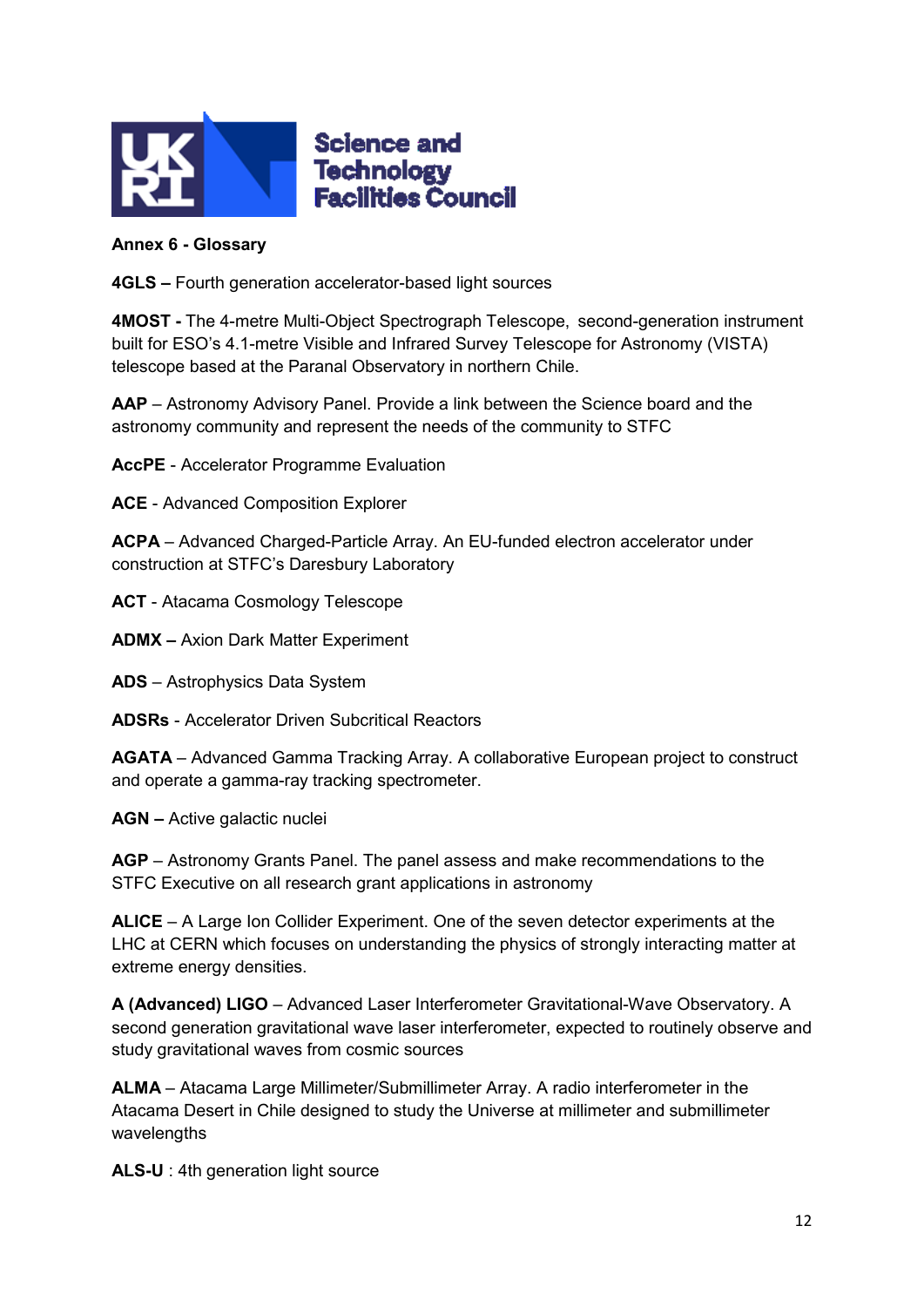## Annex 6 - Glossary

**4GLS –** Fourth generation accelerator-based light sources

**4MOST -** The 4-metre Multi-Object Spectrograph Telescope, second-generation instrument built for ESO's 4.1-metre Visible and Infrared Survey Telescope for Astronomy (VISTA) telescope based at the Paranal Observatory in northern Chile.

**AAP** – Astronomy Advisory Panel. Provide a link between the Science board and the astronomy community and represent the needs of the community to STFC

**AccPE** - Accelerator Programme Evaluation

**ACE** - Advanced Composition Explorer

**ACPA** – Advanced Charged-Particle Array. An EU-funded electron accelerator under construction at STFC's Daresbury Laboratory

**ACT** - Atacama Cosmology Telescope

**ADMX –** Axion Dark Matter Experiment

**ADS** – Astrophysics Data System

**ADSRs** - Accelerator Driven Subcritical Reactors

**AGATA** – Advanced Gamma Tracking Array. A collaborative European project to construct and operate a gamma-ray tracking spectrometer.

**AGN –** Active galactic nuclei

**AGP** – Astronomy Grants Panel. The panel assess and make recommendations to the STFC Executive on all research grant applications in astronomy

**ALICE** – A Large Ion Collider Experiment. One of the seven detector experiments at the LHC at CERN which focuses on understanding the physics of strongly interacting matter at extreme energy densities.

**A (Advanced) LIGO** – Advanced Laser Interferometer Gravitational-Wave Observatory. A second generation gravitational wave laser interferometer, expected to routinely observe and study gravitational waves from cosmic sources

**ALMA** – Atacama Large Millimeter/Submillimeter Array. A radio interferometer in the Atacama Desert in Chile designed to study the Universe at millimeter and submillimeter wavelengths

**ALS-U** : 4th generation light source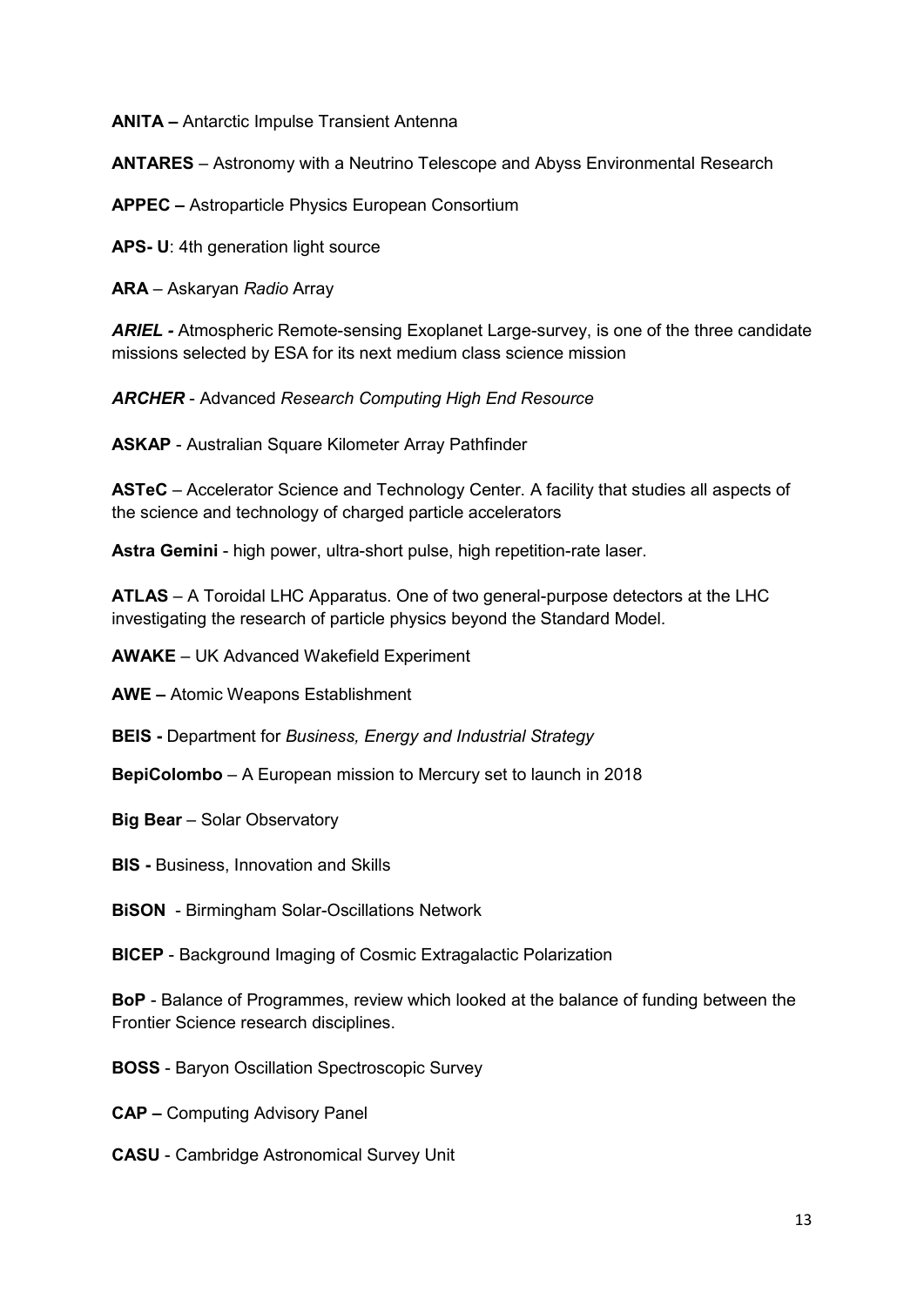**ANITA –** Antarctic Impulse Transient Antenna

**ANTARES** – Astronomy with a Neutrino Telescope and Abyss Environmental Research

**APPEC –** Astroparticle Physics European Consortium

**APS- U**: 4th generation light source

**ARA** – Askaryan *Radio* Array

***ARIEL -*** Atmospheric Remote-sensing Exoplanet Large-survey, is one of the three candidate missions selected by ESA for its next medium class science mission

***ARCHER*** - Advanced *Research Computing High End Resource*

**ASKAP** - Australian Square Kilometer Array Pathfinder

**ASTeC** – Accelerator Science and Technology Center. A facility that studies all aspects of the science and technology of charged particle accelerators

**Astra Gemini** - high power, ultra-short pulse, high repetition-rate laser.

**ATLAS** – A Toroidal LHC Apparatus. One of two general-purpose detectors at the LHC investigating the research of particle physics beyond the Standard Model.

**AWAKE** – UK Advanced Wakefield Experiment

**AWE –** Atomic Weapons Establishment

**BEIS -** Department for *Business, Energy and Industrial Strategy*

**BepiColombo** – A European mission to Mercury set to launch in 2018

**Big Bear** – Solar Observatory

**BIS -** Business, Innovation and Skills

**BiSON** - Birmingham Solar-Oscillations Network

**BICEP** - Background Imaging of Cosmic Extragalactic Polarization

**BoP** - Balance of Programmes, review which looked at the balance of funding between the Frontier Science research disciplines.

**BOSS** - Baryon Oscillation Spectroscopic Survey

**CAP –** Computing Advisory Panel

**CASU** - Cambridge Astronomical Survey Unit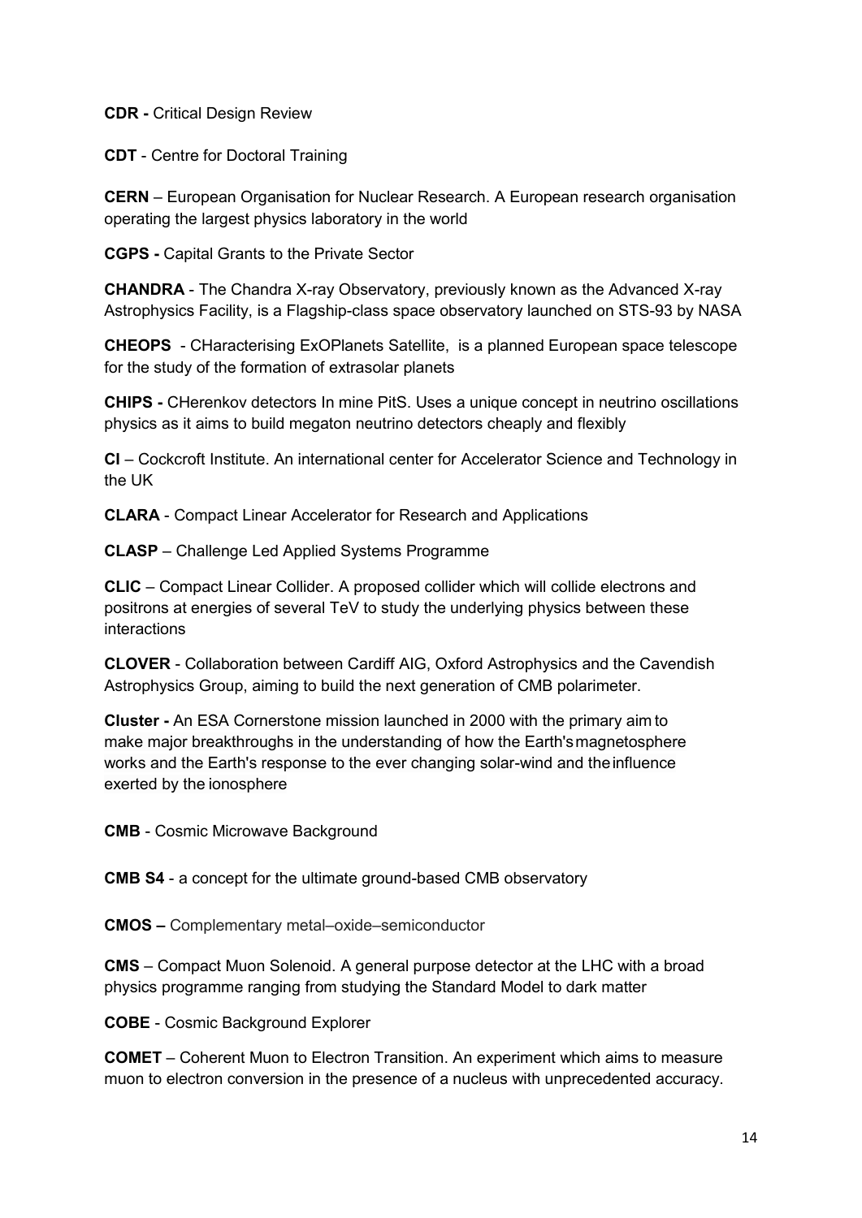**CDR -** Critical Design Review

**CDT** - Centre for Doctoral Training

**CERN** – European Organisation for Nuclear Research. A European research organisation operating the largest physics laboratory in the world

**CGPS -** Capital Grants to the Private Sector

**CHANDRA** - The Chandra X-ray Observatory, previously known as the Advanced X-ray Astrophysics Facility, is a Flagship-class space observatory launched on STS-93 by NASA

**CHEOPS** - CHaracterising ExOPlanets Satellite, is a planned European space telescope for the study of the formation of extrasolar planets

**CHIPS -** CHerenkov detectors In mine PitS. Uses a unique concept in neutrino oscillations physics as it aims to build megaton neutrino detectors cheaply and flexibly

**CI** – Cockcroft Institute. An international center for Accelerator Science and Technology in the UK

**CLARA** - Compact Linear Accelerator for Research and Applications

**CLASP** – Challenge Led Applied Systems Programme

**CLIC** – Compact Linear Collider. A proposed collider which will collide electrons and positrons at energies of several TeV to study the underlying physics between these interactions

**CLOVER** - Collaboration between Cardiff AIG, Oxford Astrophysics and the Cavendish Astrophysics Group, aiming to build the next generation of CMB polarimeter.

**Cluster -** An ESA Cornerstone mission launched in 2000 with the primary aim to make major breakthroughs in the understanding of how the Earth's magnetosphere works and the Earth's response to the ever changing solar-wind and the influence exerted by the ionosphere

**CMB** - Cosmic Microwave Background

**CMB S4** - a concept for the ultimate ground-based CMB observatory

**CMOS –** Complementary metal–oxide–semiconductor

**CMS** – Compact Muon Solenoid. A general purpose detector at the LHC with a broad physics programme ranging from studying the Standard Model to dark matter

**COBE** - Cosmic Background Explorer

**COMET** – Coherent Muon to Electron Transition. An experiment which aims to measure muon to electron conversion in the presence of a nucleus with unprecedented accuracy.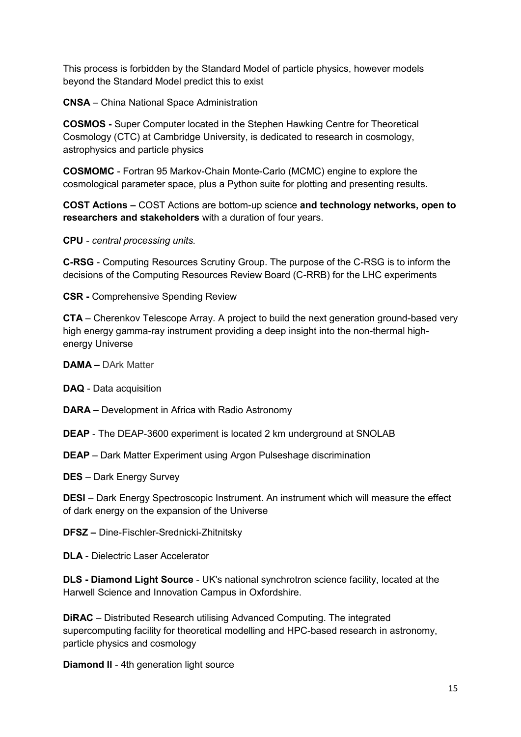This process is forbidden by the Standard Model of particle physics, however models beyond the Standard Model predict this to exist

**CNSA** – China National Space Administration

**COSMOS -** Super Computer located in the Stephen Hawking Centre for Theoretical Cosmology (CTC) at Cambridge University, is dedicated to research in cosmology, astrophysics and particle physics

**COSMOMC** - Fortran 95 Markov-Chain Monte-Carlo (MCMC) engine to explore the cosmological parameter space, plus a Python suite for plotting and presenting results.

**COST Actions –** COST Actions are bottom-up science **and technology networks, open to researchers and stakeholders** with a duration of four years.

**CPU** - *central processing units.*

**C-RSG** - Computing Resources Scrutiny Group. The purpose of the C-RSG is to inform the decisions of the Computing Resources Review Board (C-RRB) for the LHC experiments

**CSR -** Comprehensive Spending Review

**CTA** – Cherenkov Telescope Array. A project to build the next generation ground-based very high energy gamma-ray instrument providing a deep insight into the non-thermal high-energy Universe

**DAMA –** DArk Matter

**DAQ** - Data acquisition

**DARA –** Development in Africa with Radio Astronomy

**DEAP** - The DEAP-3600 experiment is located 2 km underground at SNOLAB

**DEAP** – Dark Matter Experiment using Argon Pulseshage discrimination

**DES** – Dark Energy Survey

**DESI** – Dark Energy Spectroscopic Instrument. An instrument which will measure the effect of dark energy on the expansion of the Universe

**DFSZ –** Dine-Fischler-Srednicki-Zhitnitsky

**DLA** - Dielectric Laser Accelerator

**DLS - Diamond Light Source** - UK's national synchrotron science facility, located at the Harwell Science and Innovation Campus in Oxfordshire.

**DiRAC** – Distributed Research utilising Advanced Computing. The integrated supercomputing facility for theoretical modelling and HPC-based research in astronomy, particle physics and cosmology

**Diamond II** - 4th generation light source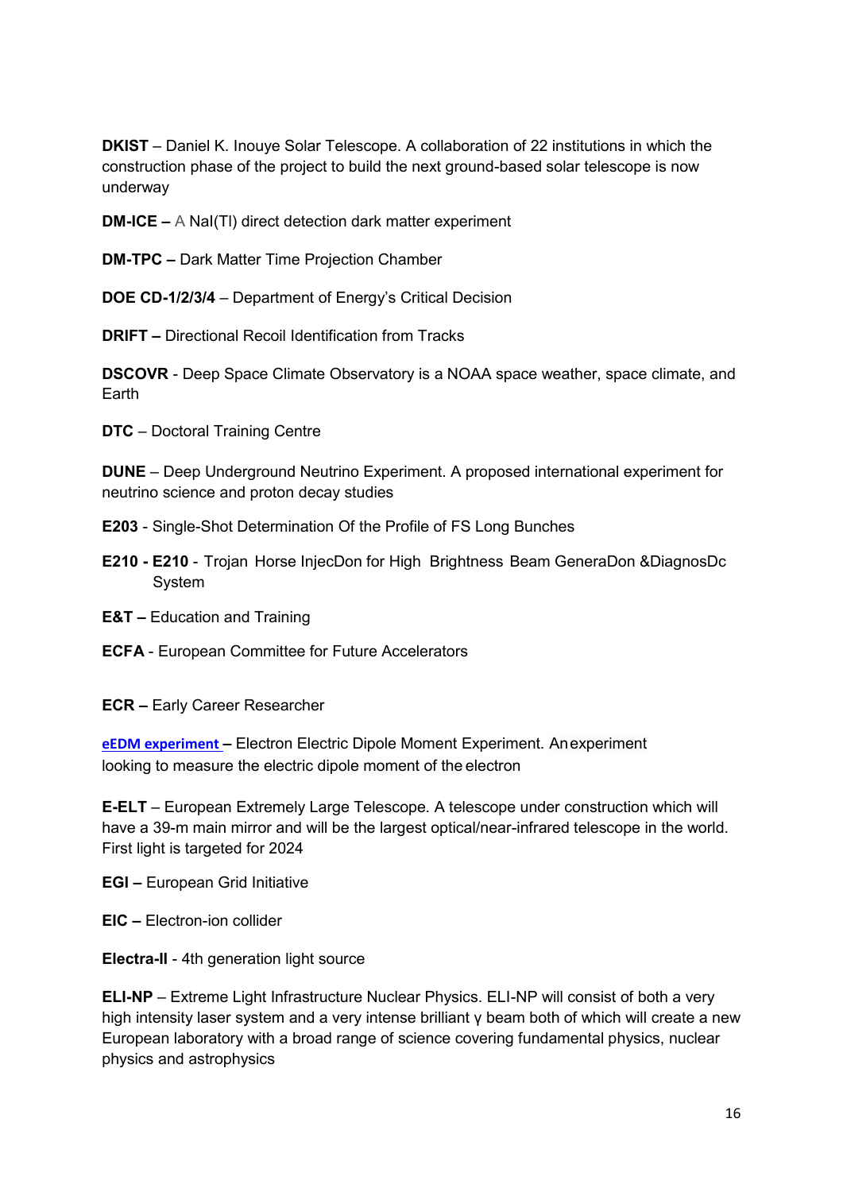**DKIST** – Daniel K. Inouye Solar Telescope. A collaboration of 22 institutions in which the construction phase of the project to build the next ground-based solar telescope is now underway

**DM-ICE –** A NaI(Tl) direct detection dark matter experiment

**DM-TPC –** Dark Matter Time Projection Chamber

**DOE CD-1/2/3/4** – Department of Energy's Critical Decision

**DRIFT –** Directional Recoil Identification from Tracks

**DSCOVR** - Deep Space Climate Observatory is a NOAA space weather, space climate, and Earth

**DTC** – Doctoral Training Centre

**DUNE** – Deep Underground Neutrino Experiment. A proposed international experiment for neutrino science and proton decay studies

**E203** - Single-Shot Determination Of the Profile of FS Long Bunches

**E210 - E210** - Trojan Horse InjecDon for High Brightness Beam GeneraDon &DiagnosDc System

**E&T –** Education and Training

**ECFA** - European Committee for Future Accelerators

**ECR –** Early Career Researcher

**eEDM experiment** – Electron Electric Dipole Moment Experiment. An experiment looking to measure the electric dipole moment of the electron

**E-ELT** – European Extremely Large Telescope. A telescope under construction which will have a 39-m main mirror and will be the largest optical/near-infrared telescope in the world. First light is targeted for 2024

**EGI –** European Grid Initiative

**EIC –** Electron-ion collider

**Electra-II** - 4th generation light source

**ELI-NP** – Extreme Light Infrastructure Nuclear Physics. ELI-NP will consist of both a very high intensity laser system and a very intense brilliant γ beam both of which will create a new European laboratory with a broad range of science covering fundamental physics, nuclear physics and astrophysics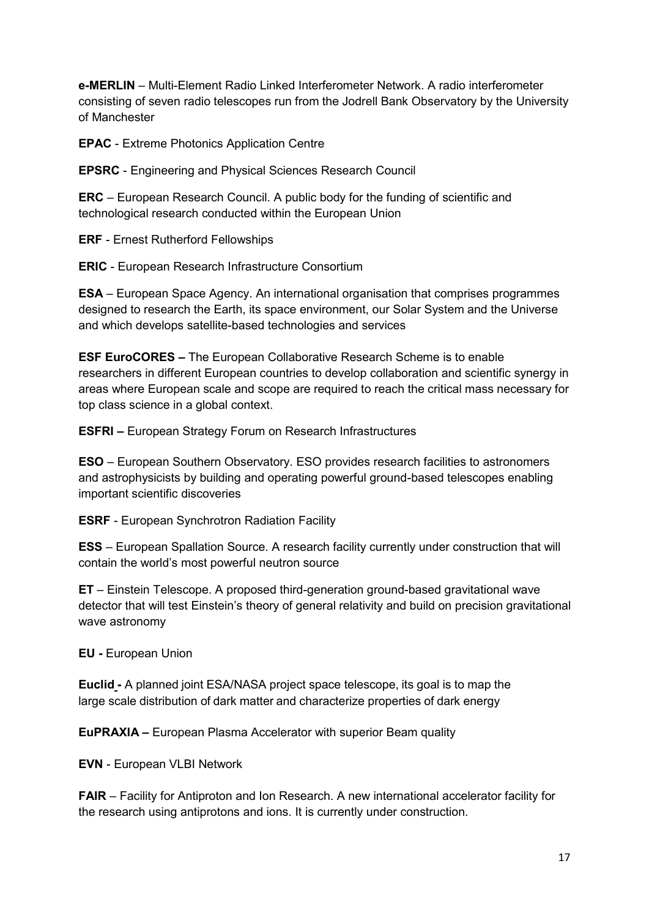**e-MERLIN** – Multi-Element Radio Linked Interferometer Network. A radio interferometer consisting of seven radio telescopes run from the Jodrell Bank Observatory by the University of Manchester

**EPAC** - Extreme Photonics Application Centre

**EPSRC** - Engineering and Physical Sciences Research Council

**ERC** – European Research Council. A public body for the funding of scientific and technological research conducted within the European Union

**ERF** - Ernest Rutherford Fellowships

**ERIC** - European Research Infrastructure Consortium

**ESA** – European Space Agency. An international organisation that comprises programmes designed to research the Earth, its space environment, our Solar System and the Universe and which develops satellite-based technologies and services

**ESF EuroCORES –** The European Collaborative Research Scheme is to enable researchers in different European countries to develop collaboration and scientific synergy in areas where European scale and scope are required to reach the critical mass necessary for top class science in a global context.

**ESFRI –** European Strategy Forum on Research Infrastructures

**ESO** – European Southern Observatory. ESO provides research facilities to astronomers and astrophysicists by building and operating powerful ground-based telescopes enabling important scientific discoveries

**ESRF** - European Synchrotron Radiation Facility

**ESS** – European Spallation Source. A research facility currently under construction that will contain the world's most powerful neutron source

**ET** – Einstein Telescope. A proposed third-generation ground-based gravitational wave detector that will test Einstein's theory of general relativity and build on precision gravitational wave astronomy

**EU -** European Union

**Euclid -** A planned joint ESA/NASA project space telescope, its goal is to map the large scale distribution of dark matter and characterize properties of dark energy

**EuPRAXIA –** European Plasma Accelerator with superior Beam quality

**EVN** - European VLBI Network

**FAIR** – Facility for Antiproton and Ion Research. A new international accelerator facility for the research using antiprotons and ions. It is currently under construction.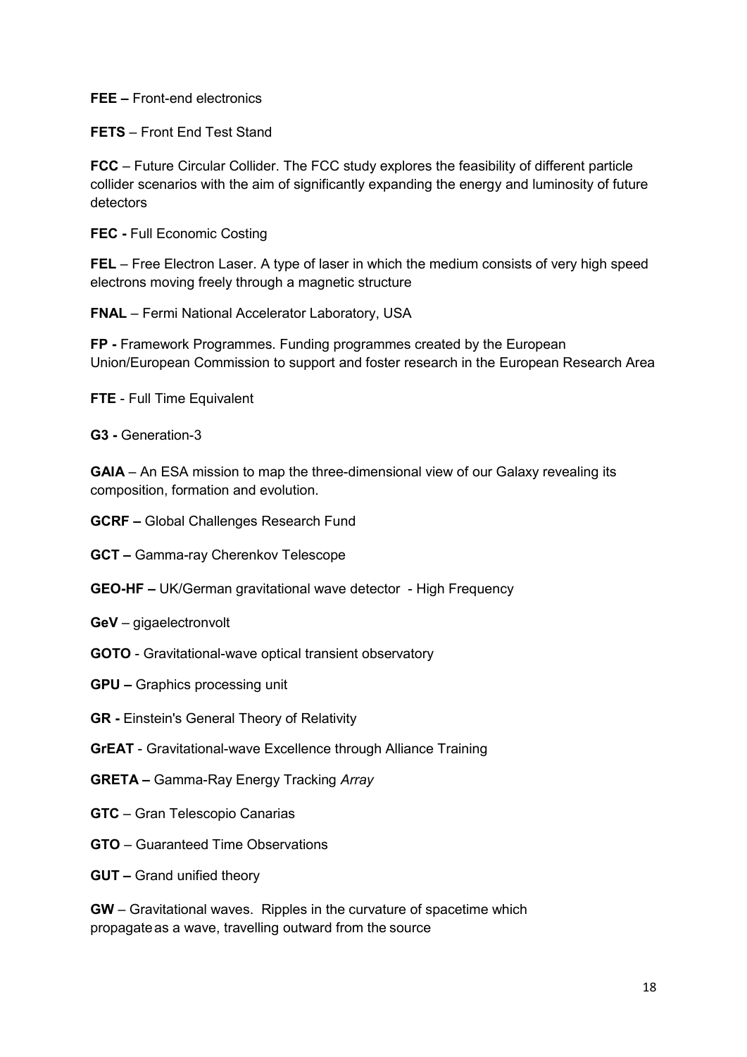**FEE –** Front-end electronics

**FETS** – Front End Test Stand

**FCC** – Future Circular Collider. The FCC study explores the feasibility of different particle collider scenarios with the aim of significantly expanding the energy and luminosity of future detectors

**FEC -** Full Economic Costing

**FEL** – Free Electron Laser. A type of laser in which the medium consists of very high speed electrons moving freely through a magnetic structure

**FNAL** – Fermi National Accelerator Laboratory, USA

**FP -** Framework Programmes. Funding programmes created by the European Union/European Commission to support and foster research in the European Research Area

**FTE** - Full Time Equivalent

**G3 -** Generation-3

**GAIA** – An ESA mission to map the three-dimensional view of our Galaxy revealing its composition, formation and evolution.

**GCRF –** Global Challenges Research Fund

**GCT –** Gamma-ray Cherenkov Telescope

**GEO-HF –** UK/German gravitational wave detector - High Frequency

**GeV** – gigaelectronvolt

**GOTO** - Gravitational-wave optical transient observatory

**GPU –** Graphics processing unit

**GR -** Einstein's General Theory of Relativity

**GrEAT** - Gravitational-wave Excellence through Alliance Training

**GRETA –** Gamma-Ray Energy Tracking *Array*

**GTC** – Gran Telescopio Canarias

**GTO** – Guaranteed Time Observations

**GUT –** Grand unified theory

**GW** – Gravitational waves. Ripples in the curvature of spacetime which propagate as a wave, travelling outward from the source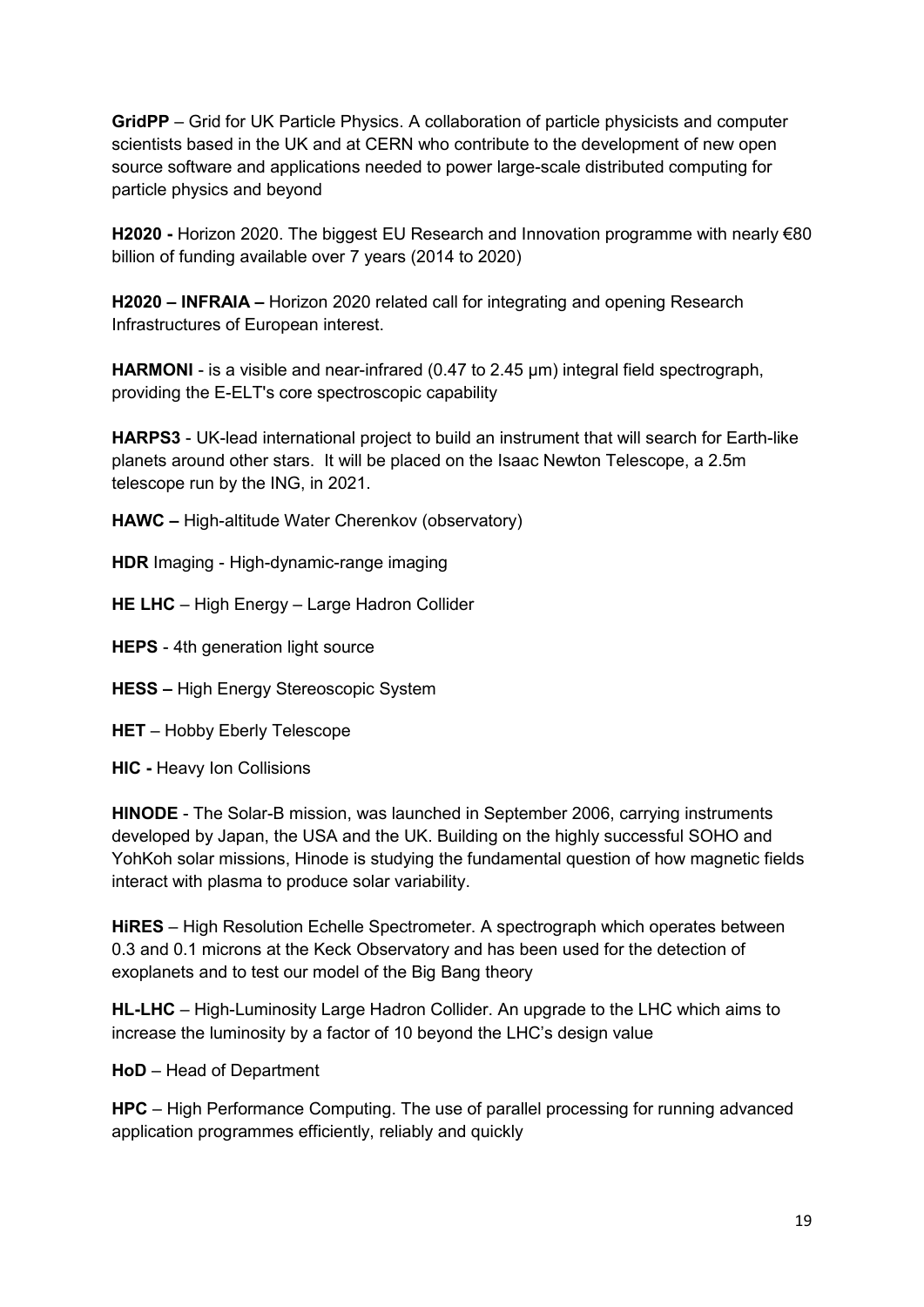**GridPP** – Grid for UK Particle Physics. A collaboration of particle physicists and computer scientists based in the UK and at CERN who contribute to the development of new open source software and applications needed to power large-scale distributed computing for particle physics and beyond

**H2020 -** Horizon 2020. The biggest EU Research and Innovation programme with nearly €80 billion of funding available over 7 years (2014 to 2020)

**H2020 – INFRAIA –** Horizon 2020 related call for integrating and opening Research Infrastructures of European interest.

**HARMONI** - is a visible and near-infrared (0.47 to 2.45 μm) integral field spectrograph, providing the E-ELT's core spectroscopic capability

**HARPS3** - UK-lead international project to build an instrument that will search for Earth-like planets around other stars. It will be placed on the Isaac Newton Telescope, a 2.5m telescope run by the ING, in 2021.

**HAWC –** High-altitude Water Cherenkov (observatory)

**HDR** Imaging - High-dynamic-range imaging

**HE LHC** – High Energy – Large Hadron Collider

**HEPS** - 4th generation light source

**HESS –** High Energy Stereoscopic System

**HET** – Hobby Eberly Telescope

**HIC -** Heavy Ion Collisions

**HINODE** - The Solar-B mission, was launched in September 2006, carrying instruments developed by Japan, the USA and the UK. Building on the highly successful SOHO and YohKoh solar missions, Hinode is studying the fundamental question of how magnetic fields interact with plasma to produce solar variability.

**HiRES** – High Resolution Echelle Spectrometer. A spectrograph which operates between 0.3 and 0.1 microns at the Keck Observatory and has been used for the detection of exoplanets and to test our model of the Big Bang theory

**HL-LHC** – High-Luminosity Large Hadron Collider. An upgrade to the LHC which aims to increase the luminosity by a factor of 10 beyond the LHC's design value

**HoD** – Head of Department

**HPC** – High Performance Computing. The use of parallel processing for running advanced application programmes efficiently, reliably and quickly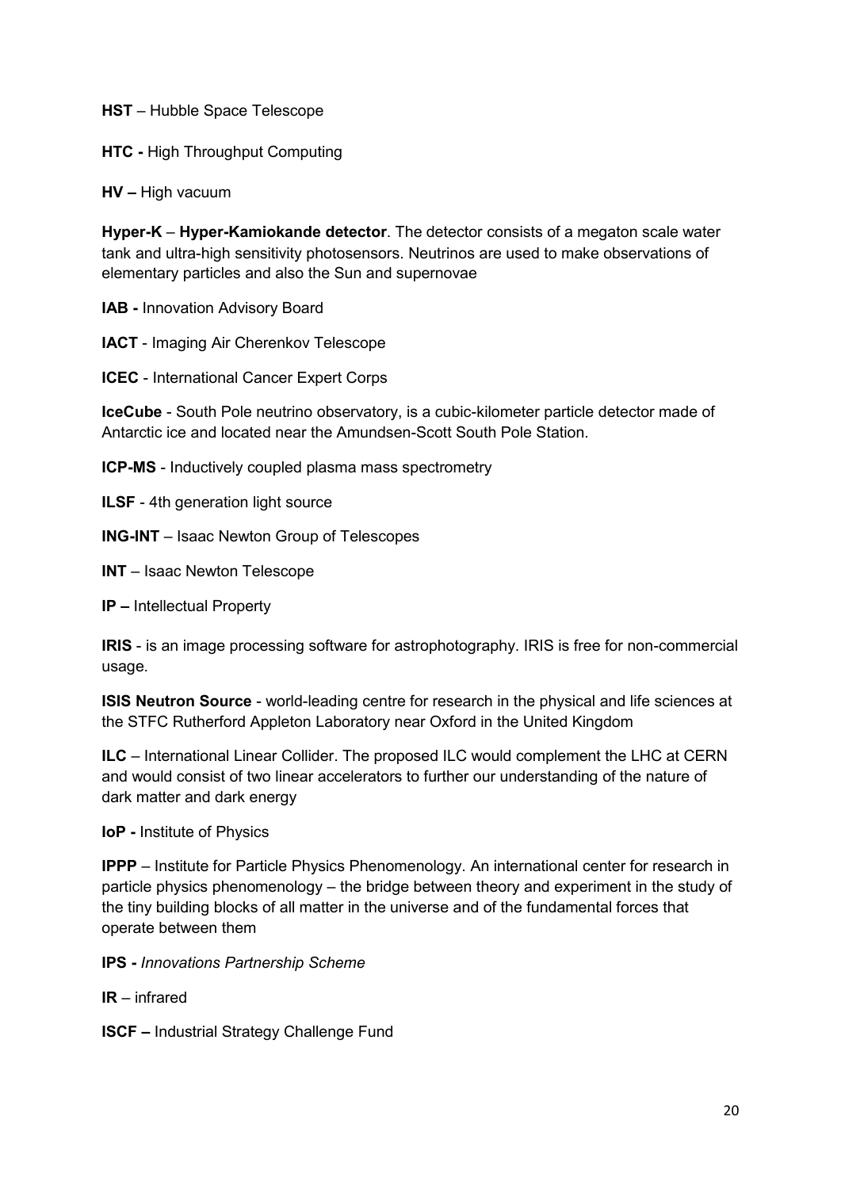**HST** – Hubble Space Telescope

**HTC -** High Throughput Computing

**HV –** High vacuum

**Hyper-K** – **Hyper-Kamiokande detector**. The detector consists of a megaton scale water tank and ultra-high sensitivity photosensors. Neutrinos are used to make observations of elementary particles and also the Sun and supernovae

**IAB -** Innovation Advisory Board

**IACT** - Imaging Air Cherenkov Telescope

**ICEC** - International Cancer Expert Corps

**IceCube** - South Pole neutrino observatory, is a cubic-kilometer particle detector made of Antarctic ice and located near the Amundsen-Scott South Pole Station.

**ICP-MS** - Inductively coupled plasma mass spectrometry

**ILSF** - 4th generation light source

**ING-INT** – Isaac Newton Group of Telescopes

**INT** – Isaac Newton Telescope

**IP –** Intellectual Property

**IRIS** - is an image processing software for astrophotography. IRIS is free for non-commercial usage.

**ISIS Neutron Source** - world-leading centre for research in the physical and life sciences at the STFC Rutherford Appleton Laboratory near Oxford in the United Kingdom

**ILC** – International Linear Collider. The proposed ILC would complement the LHC at CERN and would consist of two linear accelerators to further our understanding of the nature of dark matter and dark energy

**IoP -** Institute of Physics

**IPPP** – Institute for Particle Physics Phenomenology. An international center for research in particle physics phenomenology – the bridge between theory and experiment in the study of the tiny building blocks of all matter in the universe and of the fundamental forces that operate between them

**IPS -** *Innovations Partnership Scheme*

**IR** – infrared

**ISCF –** Industrial Strategy Challenge Fund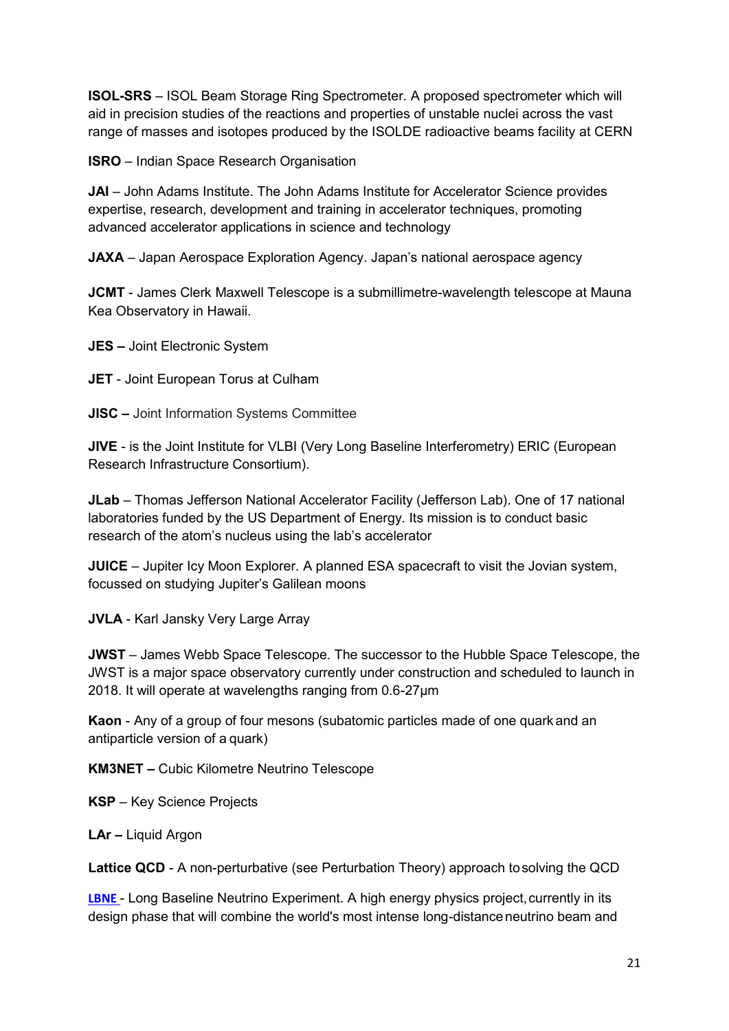**ISOL-SRS** – ISOL Beam Storage Ring Spectrometer. A proposed spectrometer which will aid in precision studies of the reactions and properties of unstable nuclei across the vast range of masses and isotopes produced by the ISOLDE radioactive beams facility at CERN

**ISRO** – Indian Space Research Organisation

**JAI** – John Adams Institute. The John Adams Institute for Accelerator Science provides expertise, research, development and training in accelerator techniques, promoting advanced accelerator applications in science and technology

**JAXA** – Japan Aerospace Exploration Agency. Japan's national aerospace agency

**JCMT** - James Clerk Maxwell Telescope is a submillimetre-wavelength telescope at Mauna Kea Observatory in Hawaii.

**JES –** Joint Electronic System

**JET** - Joint European Torus at Culham

**JISC –** Joint Information Systems Committee

**JIVE** - is the Joint Institute for VLBI (Very Long Baseline Interferometry) ERIC (European Research Infrastructure Consortium).

**JLab** – Thomas Jefferson National Accelerator Facility (Jefferson Lab). One of 17 national laboratories funded by the US Department of Energy. Its mission is to conduct basic research of the atom's nucleus using the lab's accelerator

**JUICE** – Jupiter Icy Moon Explorer. A planned ESA spacecraft to visit the Jovian system, focussed on studying Jupiter's Galilean moons

**JVLA** - Karl Jansky Very Large Array

**JWST** – James Webb Space Telescope. The successor to the Hubble Space Telescope, the JWST is a major space observatory currently under construction and scheduled to launch in 2018. It will operate at wavelengths ranging from 0.6-27μm

**Kaon** - Any of a group of four mesons (subatomic particles made of one quark and an antiparticle version of a quark)

**KM3NET –** Cubic Kilometre Neutrino Telescope

**KSP** – Key Science Projects

**LAr –** Liquid Argon

**Lattice QCD** - A non-perturbative (see Perturbation Theory) approach to solving the QCD

**LBNE** - Long Baseline Neutrino Experiment. A high energy physics project, currently in its design phase that will combine the world's most intense long-distance neutrino beam and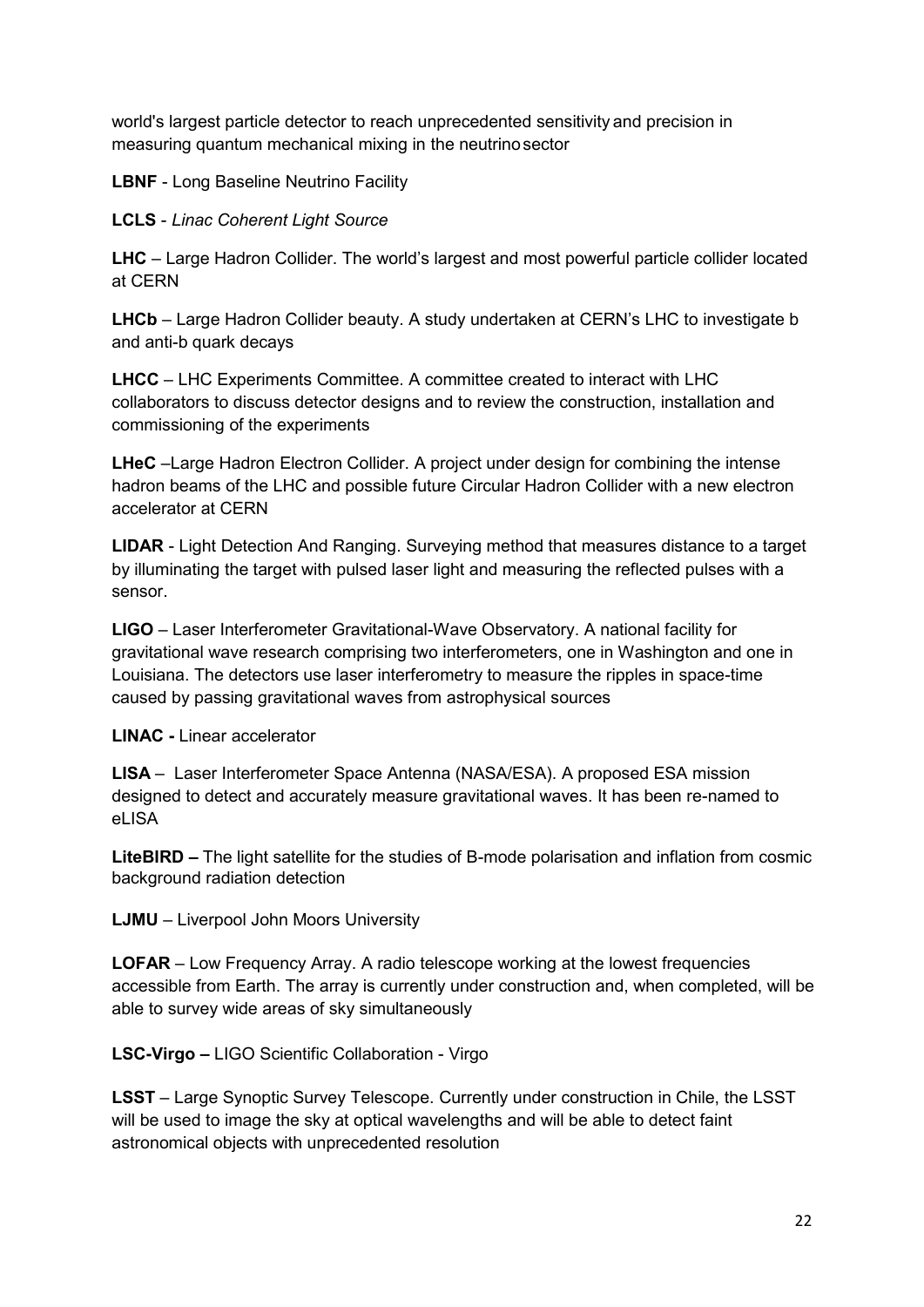world's largest particle detector to reach unprecedented sensitivity and precision in measuring quantum mechanical mixing in the neutrino sector

**LBNF** - Long Baseline Neutrino Facility

**LCLS** - *Linac Coherent Light Source*

**LHC** – Large Hadron Collider. The world's largest and most powerful particle collider located at CERN

**LHCb** – Large Hadron Collider beauty. A study undertaken at CERN's LHC to investigate b and anti-b quark decays

**LHCC** – LHC Experiments Committee. A committee created to interact with LHC collaborators to discuss detector designs and to review the construction, installation and commissioning of the experiments

**LHeC** –Large Hadron Electron Collider. A project under design for combining the intense hadron beams of the LHC and possible future Circular Hadron Collider with a new electron accelerator at CERN

**LIDAR** - Light Detection And Ranging. Surveying method that measures distance to a target by illuminating the target with pulsed laser light and measuring the reflected pulses with a sensor.

**LIGO** – Laser Interferometer Gravitational-Wave Observatory. A national facility for gravitational wave research comprising two interferometers, one in Washington and one in Louisiana. The detectors use laser interferometry to measure the ripples in space-time caused by passing gravitational waves from astrophysical sources

**LINAC -** Linear accelerator

**LISA** – Laser Interferometer Space Antenna (NASA/ESA). A proposed ESA mission designed to detect and accurately measure gravitational waves. It has been re-named to eLISA

**LiteBIRD –** The light satellite for the studies of B-mode polarisation and inflation from cosmic background radiation detection

**LJMU** – Liverpool John Moors University

**LOFAR** – Low Frequency Array. A radio telescope working at the lowest frequencies accessible from Earth. The array is currently under construction and, when completed, will be able to survey wide areas of sky simultaneously

**LSC-Virgo –** LIGO Scientific Collaboration - Virgo

**LSST** – Large Synoptic Survey Telescope. Currently under construction in Chile, the LSST will be used to image the sky at optical wavelengths and will be able to detect faint astronomical objects with unprecedented resolution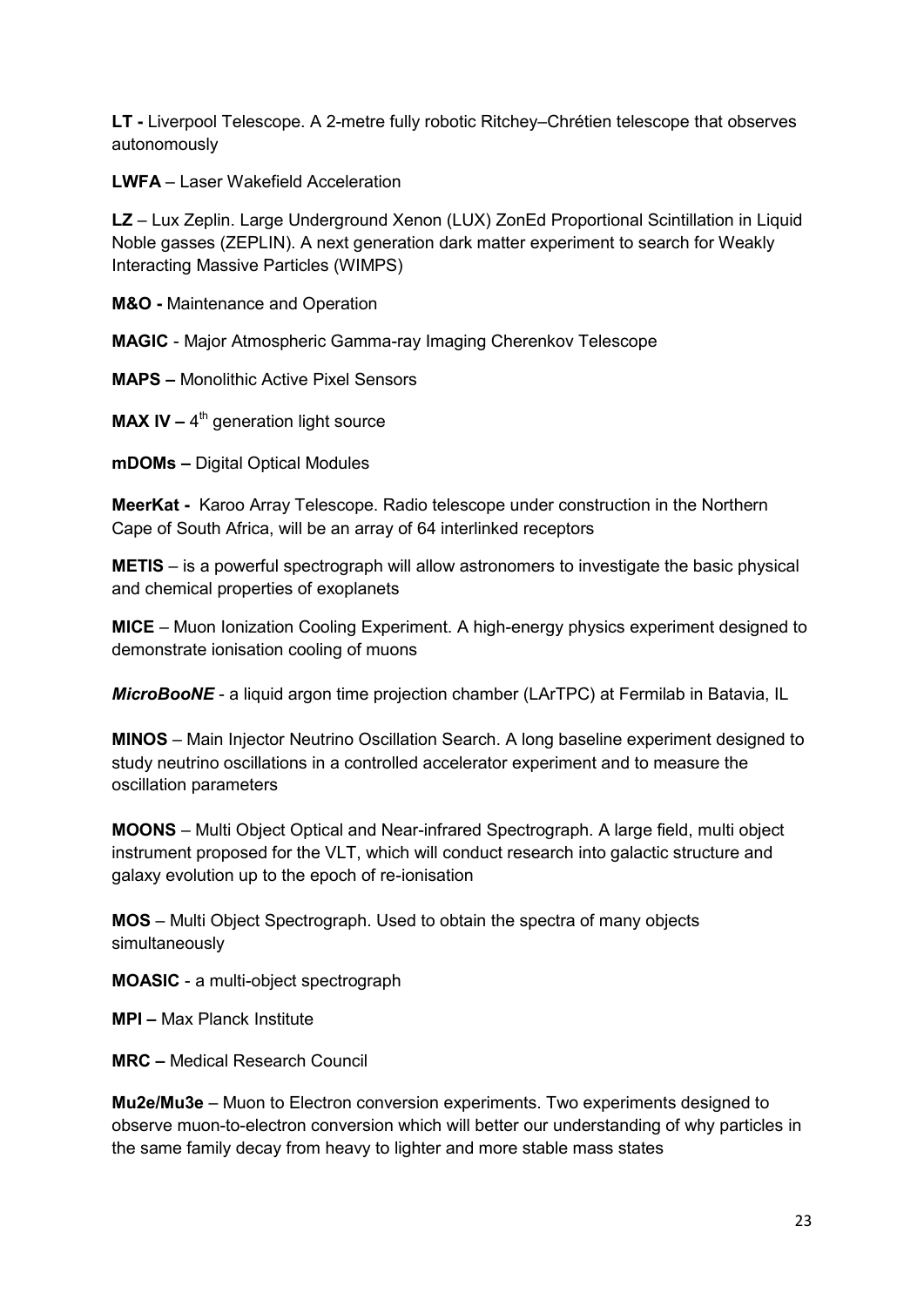**LT -** Liverpool Telescope. A 2-metre fully robotic Ritchey–Chrétien telescope that observes autonomously

**LWFA** – Laser Wakefield Acceleration

**LZ** – Lux Zeplin. Large Underground Xenon (LUX) ZonEd Proportional Scintillation in Liquid Noble gasses (ZEPLIN). A next generation dark matter experiment to search for Weakly Interacting Massive Particles (WIMPS)

**M&O -** Maintenance and Operation

**MAGIC** - Major Atmospheric Gamma-ray Imaging Cherenkov Telescope

**MAPS –** Monolithic Active Pixel Sensors

**MAX IV –** 4$^{th}$ generation light source

**mDOMs –** Digital Optical Modules

**MeerKat -** Karoo Array Telescope. Radio telescope under construction in the Northern Cape of South Africa, will be an array of 64 interlinked receptors

**METIS** – is a powerful spectrograph will allow astronomers to investigate the basic physical and chemical properties of exoplanets

**MICE** – Muon Ionization Cooling Experiment. A high-energy physics experiment designed to demonstrate ionisation cooling of muons

***MicroBooNE*** - a liquid argon time projection chamber (LArTPC) at Fermilab in Batavia, IL

**MINOS** – Main Injector Neutrino Oscillation Search. A long baseline experiment designed to study neutrino oscillations in a controlled accelerator experiment and to measure the oscillation parameters

**MOONS** – Multi Object Optical and Near-infrared Spectrograph. A large field, multi object instrument proposed for the VLT, which will conduct research into galactic structure and galaxy evolution up to the epoch of re-ionisation

**MOS** – Multi Object Spectrograph. Used to obtain the spectra of many objects simultaneously

**MOASIC** - a multi-object spectrograph

**MPI –** Max Planck Institute

**MRC –** Medical Research Council

**Mu2e/Mu3e** – Muon to Electron conversion experiments. Two experiments designed to observe muon-to-electron conversion which will better our understanding of why particles in the same family decay from heavy to lighter and more stable mass states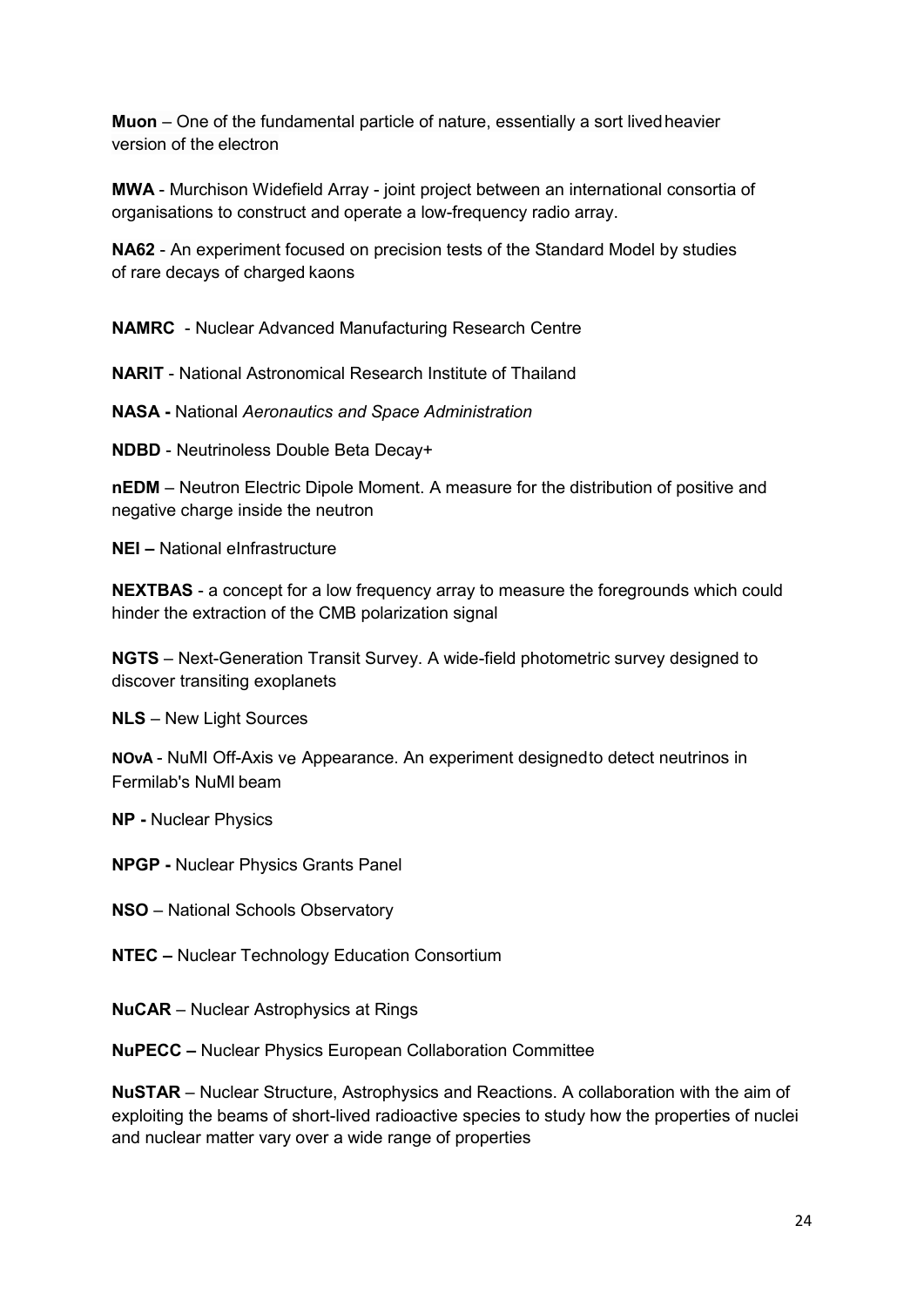**Muon** – One of the fundamental particle of nature, essentially a sort lived heavier version of the electron

**MWA** - Murchison Widefield Array - joint project between an international consortia of organisations to construct and operate a low-frequency radio array.

**NA62** - An experiment focused on precision tests of the Standard Model by studies of rare decays of charged kaons

**NAMRC** - Nuclear Advanced Manufacturing Research Centre

**NARIT** - National Astronomical Research Institute of Thailand

**NASA -** National *Aeronautics and Space Administration*

**NDBD** - Neutrinoless Double Beta Decay+

**nEDM** – Neutron Electric Dipole Moment. A measure for the distribution of positive and negative charge inside the neutron

**NEI –** National eInfrastructure

**NEXTBAS** - a concept for a low frequency array to measure the foregrounds which could hinder the extraction of the CMB polarization signal

**NGTS** – Next-Generation Transit Survey. A wide-field photometric survey designed to discover transiting exoplanets

**NLS** – New Light Sources

**NOvA** - NuMI Off-Axis νe Appearance. An experiment designed to detect neutrinos in Fermilab's NuMI beam

**NP -** Nuclear Physics

**NPGP -** Nuclear Physics Grants Panel

**NSO** – National Schools Observatory

**NTEC –** Nuclear Technology Education Consortium

**NuCAR** – Nuclear Astrophysics at Rings

**NuPECC –** Nuclear Physics European Collaboration Committee

**NuSTAR** – Nuclear Structure, Astrophysics and Reactions. A collaboration with the aim of exploiting the beams of short-lived radioactive species to study how the properties of nuclei and nuclear matter vary over a wide range of properties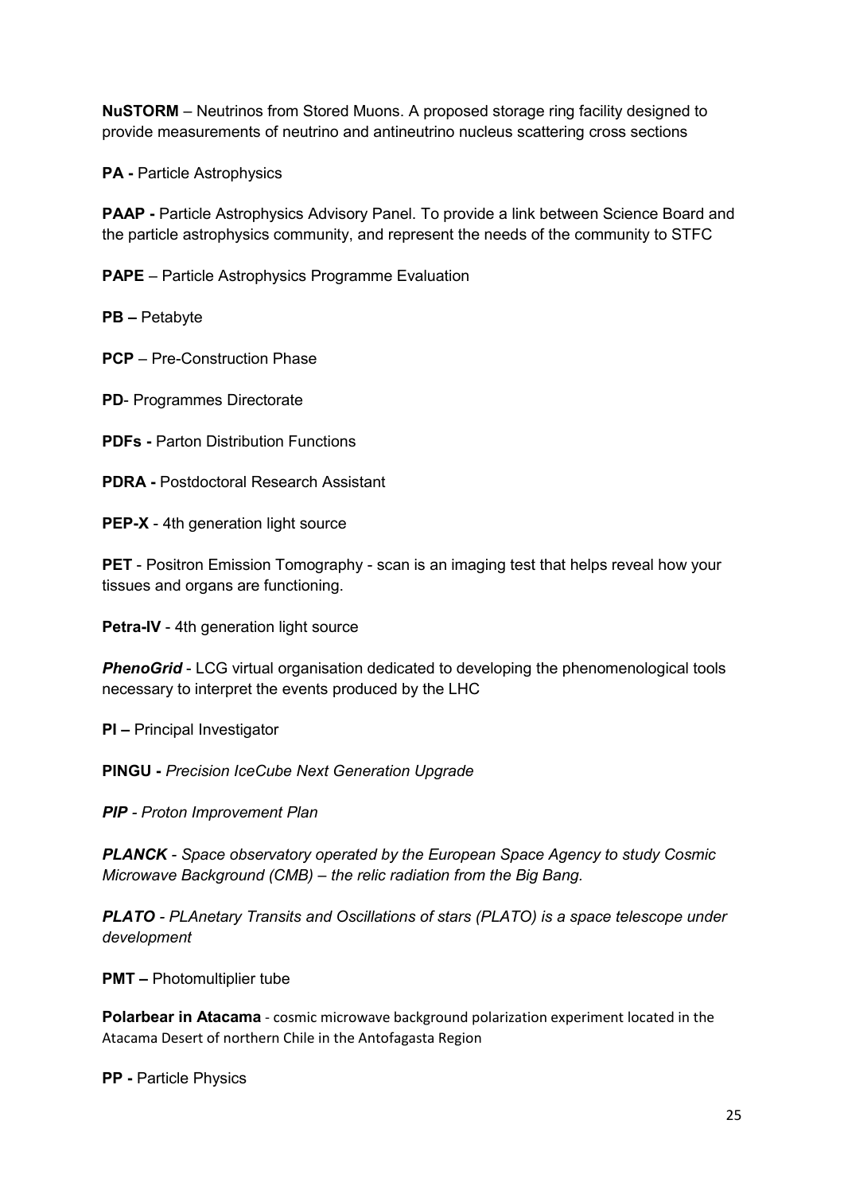**NuSTORM** – Neutrinos from Stored Muons. A proposed storage ring facility designed to provide measurements of neutrino and antineutrino nucleus scattering cross sections

**PA -** Particle Astrophysics

**PAAP -** Particle Astrophysics Advisory Panel. To provide a link between Science Board and the particle astrophysics community, and represent the needs of the community to STFC

**PAPE** – Particle Astrophysics Programme Evaluation

**PB –** Petabyte

**PCP** – Pre-Construction Phase

**PD**- Programmes Directorate

**PDFs -** Parton Distribution Functions

**PDRA -** Postdoctoral Research Assistant

**PEP-X** - 4th generation light source

**PET** - Positron Emission Tomography - scan is an imaging test that helps reveal how your tissues and organs are functioning.

**Petra-IV** - 4th generation light source

***PhenoGrid*** - LCG virtual organisation dedicated to developing the phenomenological tools necessary to interpret the events produced by the LHC

**PI –** Principal Investigator

**PINGU -** *Precision IceCube Next Generation Upgrade*

***PIP*** *- Proton Improvement Plan*

***PLANCK*** *- Space observatory operated by the European Space Agency to study Cosmic Microwave Background (CMB) – the relic radiation from the Big Bang.*

***PLATO*** *- PLAnetary Transits and Oscillations of stars (PLATO) is a space telescope under development*

**PMT –** Photomultiplier tube

**Polarbear in Atacama** - cosmic microwave background polarization experiment located in the Atacama Desert of northern Chile in the Antofagasta Region

**PP -** Particle Physics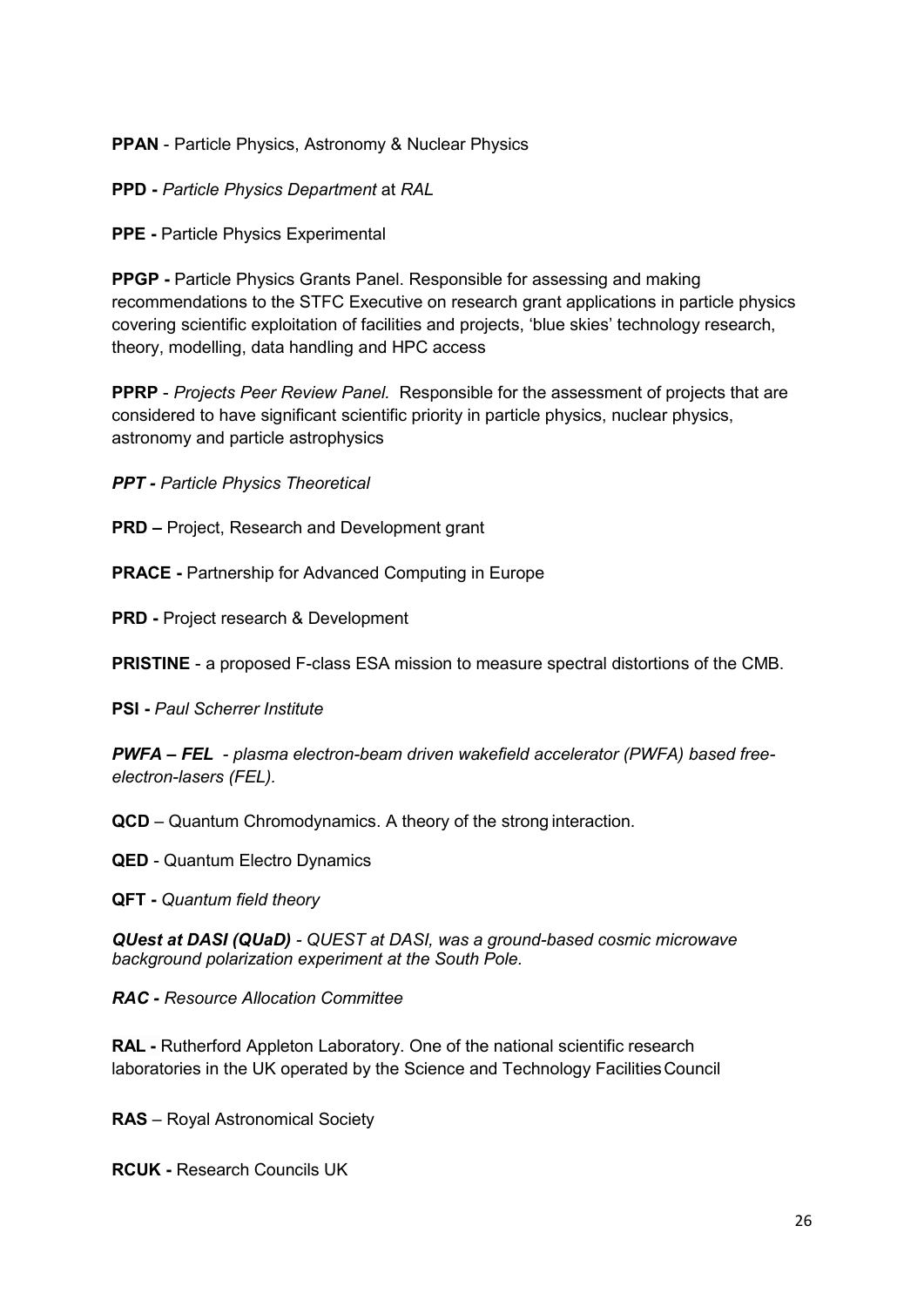**PPAN** - Particle Physics, Astronomy & Nuclear Physics

**PPD -** *Particle Physics Department* at *RAL*

**PPE -** Particle Physics Experimental

**PPGP -** Particle Physics Grants Panel. Responsible for assessing and making recommendations to the STFC Executive on research grant applications in particle physics covering scientific exploitation of facilities and projects, 'blue skies' technology research, theory, modelling, data handling and HPC access

**PPRP** - *Projects Peer Review Panel.* Responsible for the assessment of projects that are considered to have significant scientific priority in particle physics, nuclear physics, astronomy and particle astrophysics

***PPT - Particle Physics Theoretical***

**PRD –** Project, Research and Development grant

**PRACE -** Partnership for Advanced Computing in Europe

**PRD -** Project research & Development

**PRISTINE** - a proposed F-class ESA mission to measure spectral distortions of the CMB.

**PSI -** *Paul Scherrer Institute*

***PWFA – FEL** - plasma electron-beam driven wakefield accelerator (PWFA) based free-electron-lasers (FEL).*

**QCD** – Quantum Chromodynamics. A theory of the strong interaction.

**QED** - Quantum Electro Dynamics

**QFT -** *Quantum field theory*

***QUest at DASI (QUaD)** - QUEST at DASI, was a ground-based cosmic microwave background polarization experiment at the South Pole.*

***RAC - Resource Allocation Committee***

**RAL -** Rutherford Appleton Laboratory. One of the national scientific research laboratories in the UK operated by the Science and Technology Facilities Council

**RAS** – Royal Astronomical Society

**RCUK -** Research Councils UK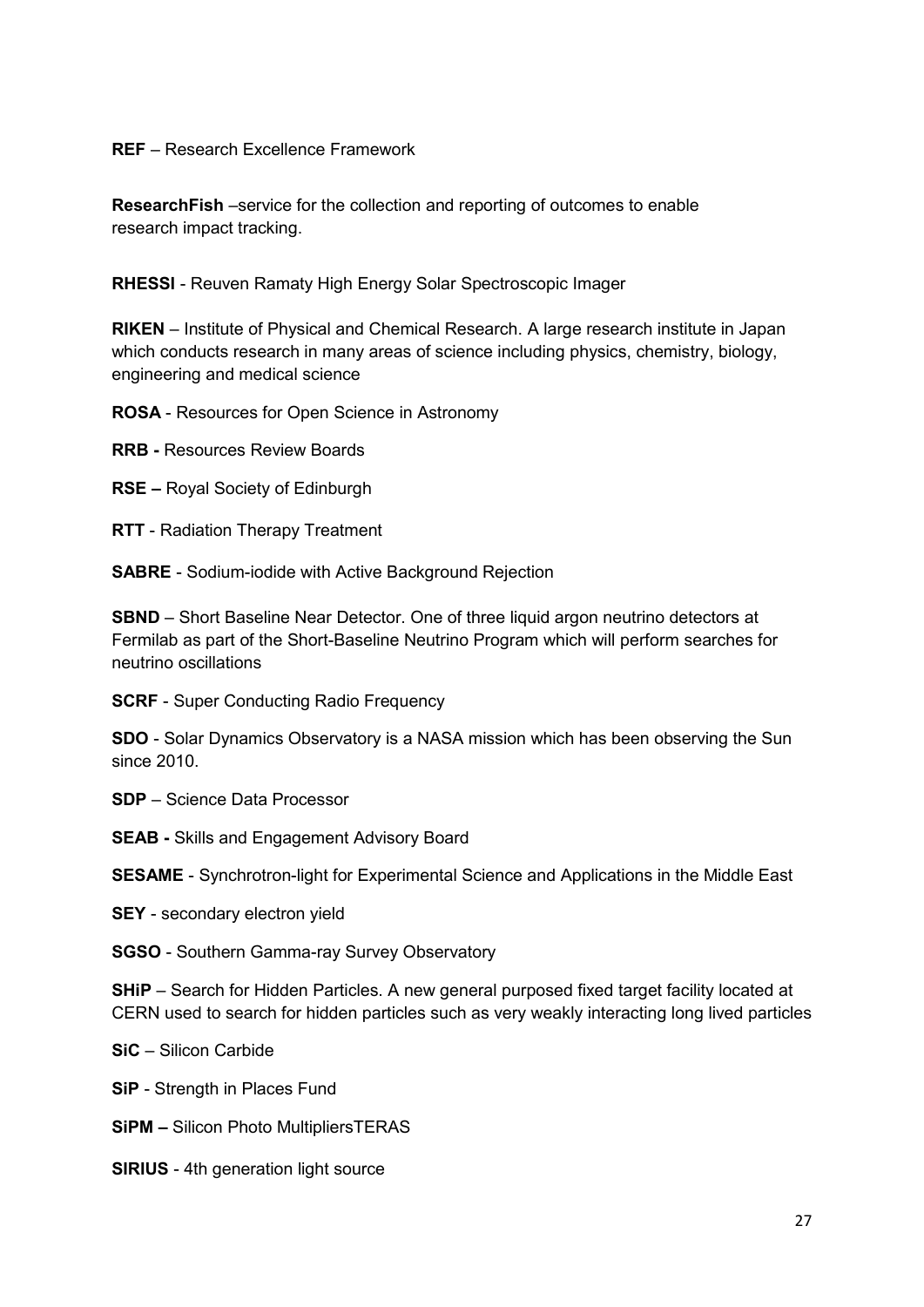**REF** – Research Excellence Framework

**ResearchFish** –service for the collection and reporting of outcomes to enable research impact tracking.

**RHESSI** - Reuven Ramaty High Energy Solar Spectroscopic Imager

**RIKEN** – Institute of Physical and Chemical Research. A large research institute in Japan which conducts research in many areas of science including physics, chemistry, biology, engineering and medical science

**ROSA** - Resources for Open Science in Astronomy

**RRB -** Resources Review Boards

**RSE –** Royal Society of Edinburgh

**RTT** - Radiation Therapy Treatment

**SABRE** - Sodium-iodide with Active Background Rejection

**SBND** – Short Baseline Near Detector. One of three liquid argon neutrino detectors at Fermilab as part of the Short-Baseline Neutrino Program which will perform searches for neutrino oscillations

**SCRF** - Super Conducting Radio Frequency

**SDO** - Solar Dynamics Observatory is a NASA mission which has been observing the Sun since 2010.

**SDP** – Science Data Processor

**SEAB -** Skills and Engagement Advisory Board

**SESAME** - Synchrotron-light for Experimental Science and Applications in the Middle East

**SEY** - secondary electron yield

**SGSO** - Southern Gamma-ray Survey Observatory

**SHiP** – Search for Hidden Particles. A new general purposed fixed target facility located at CERN used to search for hidden particles such as very weakly interacting long lived particles

**SiC** – Silicon Carbide

**SiP** - Strength in Places Fund

**SiPM –** Silicon Photo MultipliersTERAS

**SIRIUS** - 4th generation light source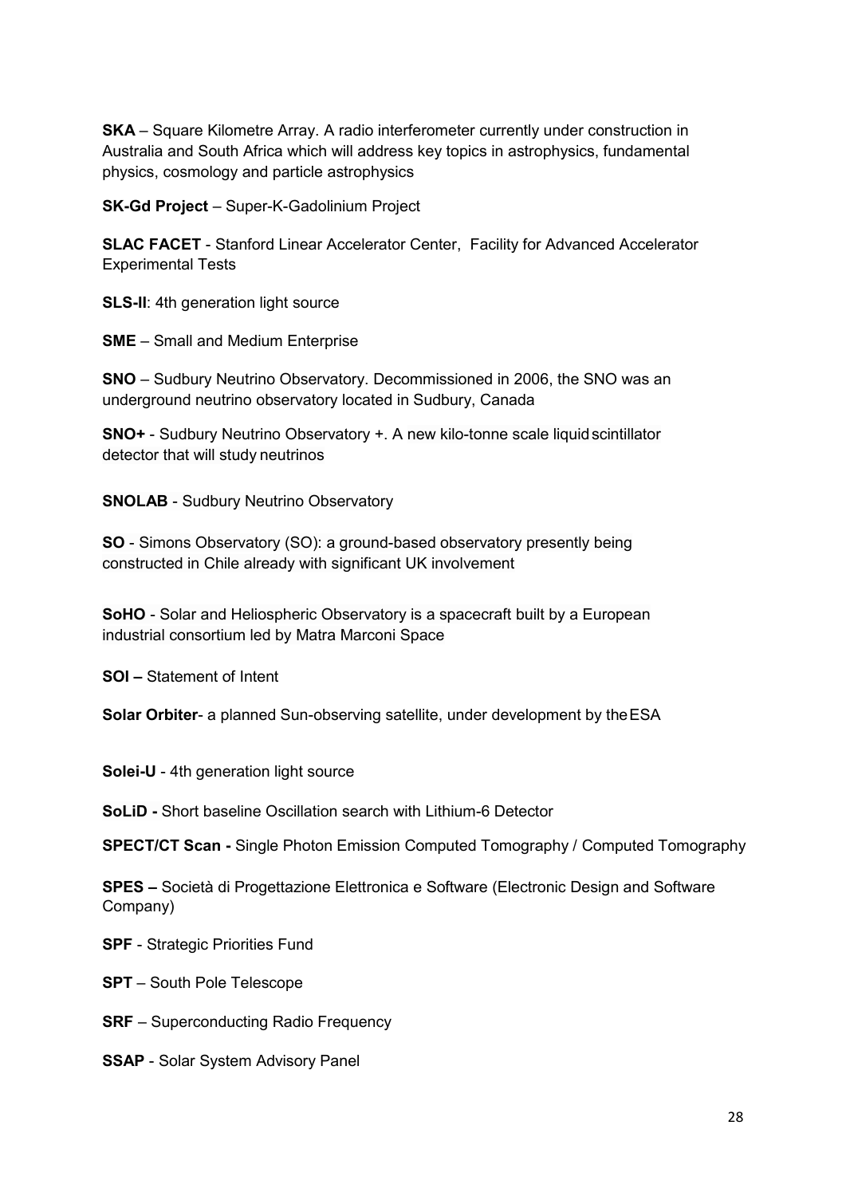**SKA** – Square Kilometre Array. A radio interferometer currently under construction in Australia and South Africa which will address key topics in astrophysics, fundamental physics, cosmology and particle astrophysics

**SK-Gd Project** – Super-K-Gadolinium Project

**SLAC FACET** - Stanford Linear Accelerator Center, Facility for Advanced Accelerator Experimental Tests

**SLS-II**: 4th generation light source

**SME** – Small and Medium Enterprise

**SNO** – Sudbury Neutrino Observatory. Decommissioned in 2006, the SNO was an underground neutrino observatory located in Sudbury, Canada

**SNO+** - Sudbury Neutrino Observatory +. A new kilo-tonne scale liquid scintillator detector that will study neutrinos

**SNOLAB** - Sudbury Neutrino Observatory

**SO** - Simons Observatory (SO): a ground-based observatory presently being constructed in Chile already with significant UK involvement

**SoHO** - Solar and Heliospheric Observatory is a spacecraft built by a European industrial consortium led by Matra Marconi Space

**SOI –** Statement of Intent

**Solar Orbiter**- a planned Sun-observing satellite, under development by the ESA

**Solei-U** - 4th generation light source

**SoLiD -** Short baseline Oscillation search with Lithium-6 Detector

**SPECT/CT Scan -** Single Photon Emission Computed Tomography / Computed Tomography

**SPES –** Società di Progettazione Elettronica e Software (Electronic Design and Software Company)

**SPF** - Strategic Priorities Fund

**SPT** – South Pole Telescope

**SRF** – Superconducting Radio Frequency

**SSAP** - Solar System Advisory Panel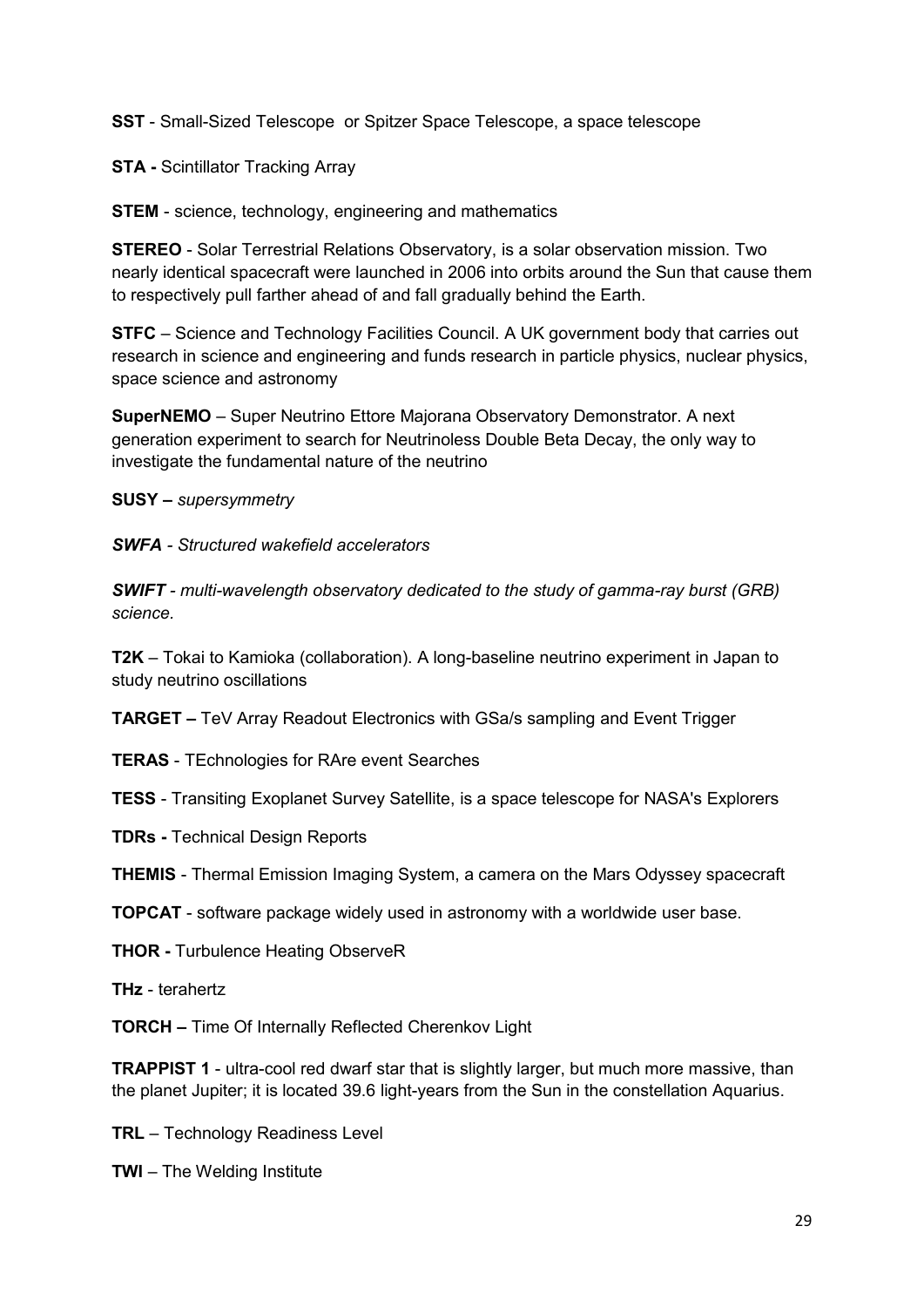**SST** - Small-Sized Telescope or Spitzer Space Telescope, a space telescope

**STA -** Scintillator Tracking Array

**STEM** - science, technology, engineering and mathematics

**STEREO** - Solar Terrestrial Relations Observatory, is a solar observation mission. Two nearly identical spacecraft were launched in 2006 into orbits around the Sun that cause them to respectively pull farther ahead of and fall gradually behind the Earth.

**STFC** – Science and Technology Facilities Council. A UK government body that carries out research in science and engineering and funds research in particle physics, nuclear physics, space science and astronomy

**SuperNEMO** – Super Neutrino Ettore Majorana Observatory Demonstrator. A next generation experiment to search for Neutrinoless Double Beta Decay, the only way to investigate the fundamental nature of the neutrino

**SUSY –** *supersymmetry*

***SWFA*** *- Structured wakefield accelerators*

***SWIFT*** *- multi-wavelength observatory dedicated to the study of gamma-ray burst (GRB) science.*

**T2K** – Tokai to Kamioka (collaboration). A long-baseline neutrino experiment in Japan to study neutrino oscillations

**TARGET –** TeV Array Readout Electronics with GSa/s sampling and Event Trigger

**TERAS** - TEchnologies for RAre event Searches

**TESS** - Transiting Exoplanet Survey Satellite, is a space telescope for NASA's Explorers

**TDRs -** Technical Design Reports

**THEMIS** - Thermal Emission Imaging System, a camera on the Mars Odyssey spacecraft

**TOPCAT** - software package widely used in astronomy with a worldwide user base.

**THOR -** Turbulence Heating ObserveR

**THz** - terahertz

**TORCH –** Time Of Internally Reflected Cherenkov Light

**TRAPPIST 1** - ultra-cool red dwarf star that is slightly larger, but much more massive, than the planet Jupiter; it is located 39.6 light-years from the Sun in the constellation Aquarius.

**TRL** – Technology Readiness Level

**TWI** – The Welding Institute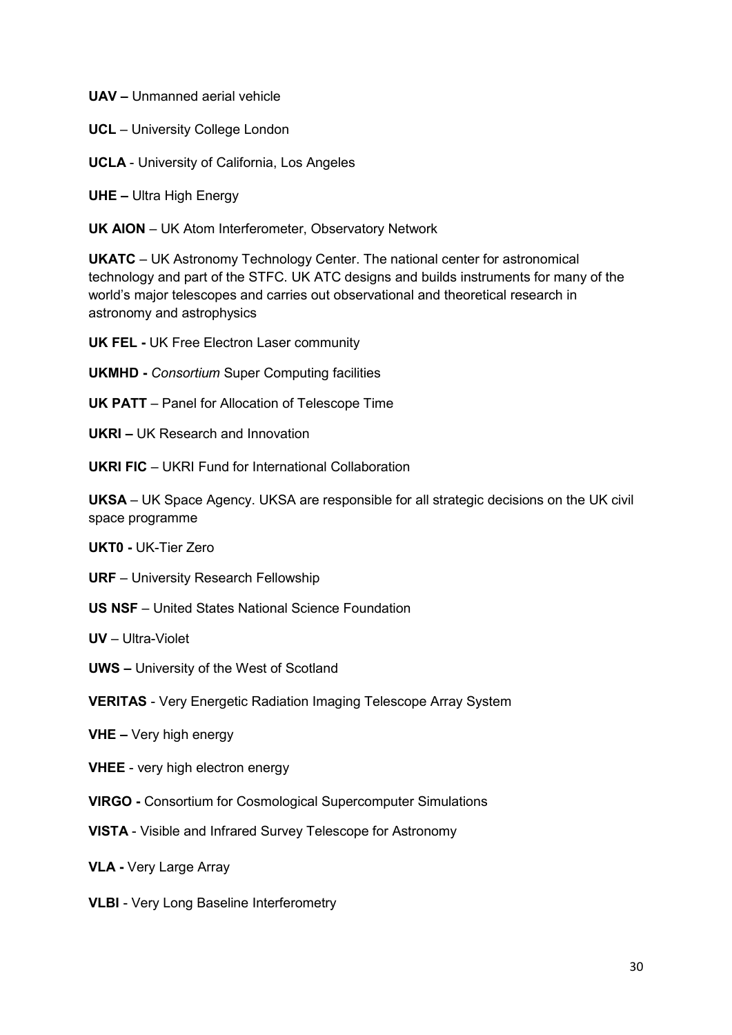**UAV –** Unmanned aerial vehicle

**UCL** – University College London

**UCLA** - University of California, Los Angeles

**UHE –** Ultra High Energy

**UK AION** – UK Atom Interferometer, Observatory Network

**UKATC** – UK Astronomy Technology Center. The national center for astronomical technology and part of the STFC. UK ATC designs and builds instruments for many of the world's major telescopes and carries out observational and theoretical research in astronomy and astrophysics

**UK FEL -** UK Free Electron Laser community

**UKMHD -** *Consortium* Super Computing facilities

**UK PATT** – Panel for Allocation of Telescope Time

**UKRI –** UK Research and Innovation

**UKRI FIC** – UKRI Fund for International Collaboration

**UKSA** – UK Space Agency. UKSA are responsible for all strategic decisions on the UK civil space programme

**UKT0 -** UK-Tier Zero

**URF** – University Research Fellowship

**US NSF** – United States National Science Foundation

**UV** – Ultra-Violet

**UWS –** University of the West of Scotland

**VERITAS** - Very Energetic Radiation Imaging Telescope Array System

**VHE –** Very high energy

**VHEE** - very high electron energy

**VIRGO -** Consortium for Cosmological Supercomputer Simulations

**VISTA** - Visible and Infrared Survey Telescope for Astronomy

**VLA -** Very Large Array

**VLBI** - Very Long Baseline Interferometry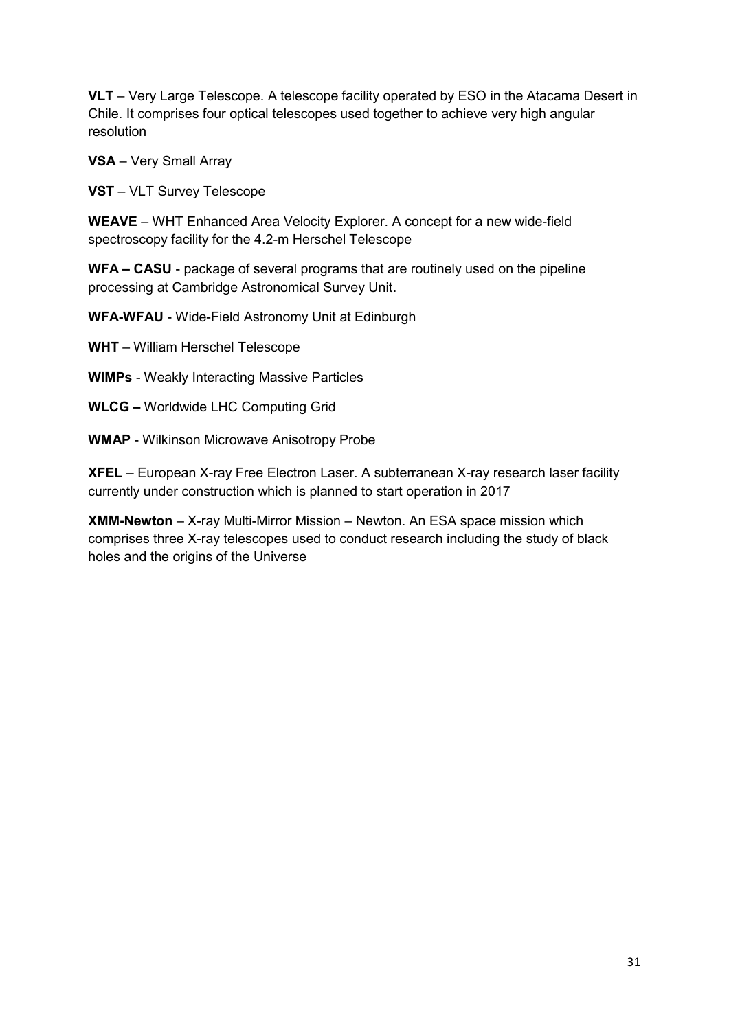**VLT** – Very Large Telescope. A telescope facility operated by ESO in the Atacama Desert in Chile. It comprises four optical telescopes used together to achieve very high angular resolution

**VSA** – Very Small Array

**VST** – VLT Survey Telescope

**WEAVE** – WHT Enhanced Area Velocity Explorer. A concept for a new wide-field spectroscopy facility for the 4.2-m Herschel Telescope

**WFA – CASU** - package of several programs that are routinely used on the pipeline processing at Cambridge Astronomical Survey Unit.

**WFA-WFAU** - Wide-Field Astronomy Unit at Edinburgh

**WHT** – William Herschel Telescope

**WIMPs** - Weakly Interacting Massive Particles

**WLCG –** Worldwide LHC Computing Grid

**WMAP** - Wilkinson Microwave Anisotropy Probe

**XFEL** – European X-ray Free Electron Laser. A subterranean X-ray research laser facility currently under construction which is planned to start operation in 2017

**XMM-Newton** – X-ray Multi-Mirror Mission – Newton. An ESA space mission which comprises three X-ray telescopes used to conduct research including the study of black holes and the origins of the Universe